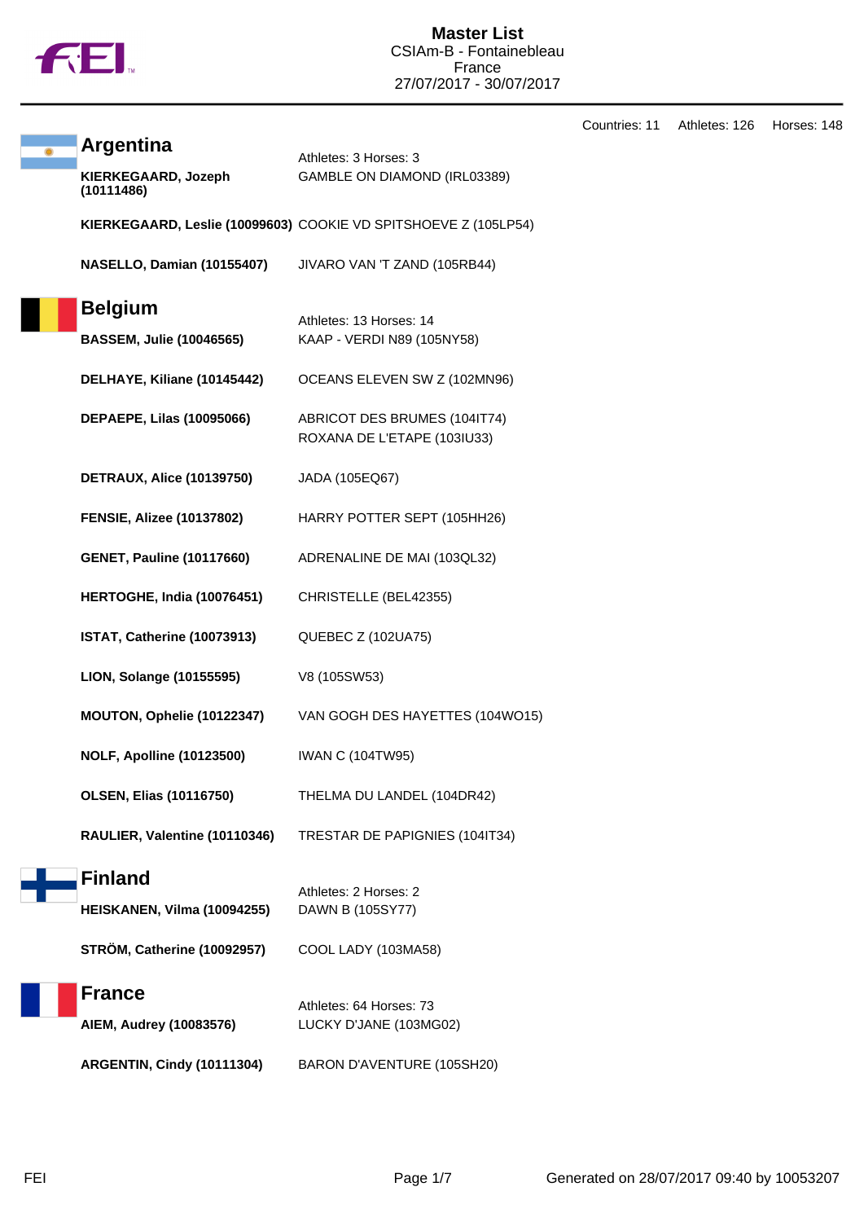# Master List

CSIAm-B - Fontainebleau
France
27/07/2017 - 30/07/2017

Countries: 11 Athletes: 126 Horses: 148

## Argentina

Athletes: 3 Horses: 3

| Athlete | Horse |
|---|---|
| **KIERKEGAARD, Jozeph (10111486)** | GAMBLE ON DIAMOND (IRL03389) |
| **KIERKEGAARD, Leslie (10099603)** | COOKIE VD SPITSHOEVE Z (105LP54) |
| **NASELLO, Damian (10155407)** | JIVARO VAN 'T ZAND (105RB44) |

## Belgium

Athletes: 13 Horses: 14

| Athlete | Horse |
|---|---|
| **BASSEM, Julie (10046565)** | KAAP - VERDI N89 (105NY58) |
| **DELHAYE, Kiliane (10145442)** | OCEANS ELEVEN SW Z (102MN96) |
| **DEPAEPE, Lilas (10095066)** | ABRICOT DES BRUMES (104IT74)<br>ROXANA DE L'ETAPE (103IU33) |
| **DETRAUX, Alice (10139750)** | JADA (105EQ67) |
| **FENSIE, Alizee (10137802)** | HARRY POTTER SEPT (105HH26) |
| **GENET, Pauline (10117660)** | ADRENALINE DE MAI (103QL32) |
| **HERTOGHE, India (10076451)** | CHRISTELLE (BEL42355) |
| **ISTAT, Catherine (10073913)** | QUEBEC Z (102UA75) |
| **LION, Solange (10155595)** | V8 (105SW53) |
| **MOUTON, Ophelie (10122347)** | VAN GOGH DES HAYETTES (104WO15) |
| **NOLF, Apolline (10123500)** | IWAN C (104TW95) |
| **OLSEN, Elias (10116750)** | THELMA DU LANDEL (104DR42) |
| **RAULIER, Valentine (10110346)** | TRESTAR DE PAPIGNIES (104IT34) |

## Finland

Athletes: 2 Horses: 2

| Athlete | Horse |
|---|---|
| **HEISKANEN, Vilma (10094255)** | DAWN B (105SY77) |
| **STRÖM, Catherine (10092957)** | COOL LADY (103MA58) |

## France

Athletes: 64 Horses: 73

| Athlete | Horse |
|---|---|
| **AIEM, Audrey (10083576)** | LUCKY D'JANE (103MG02) |
| **ARGENTIN, Cindy (10111304)** | BARON D'AVENTURE (105SH20) |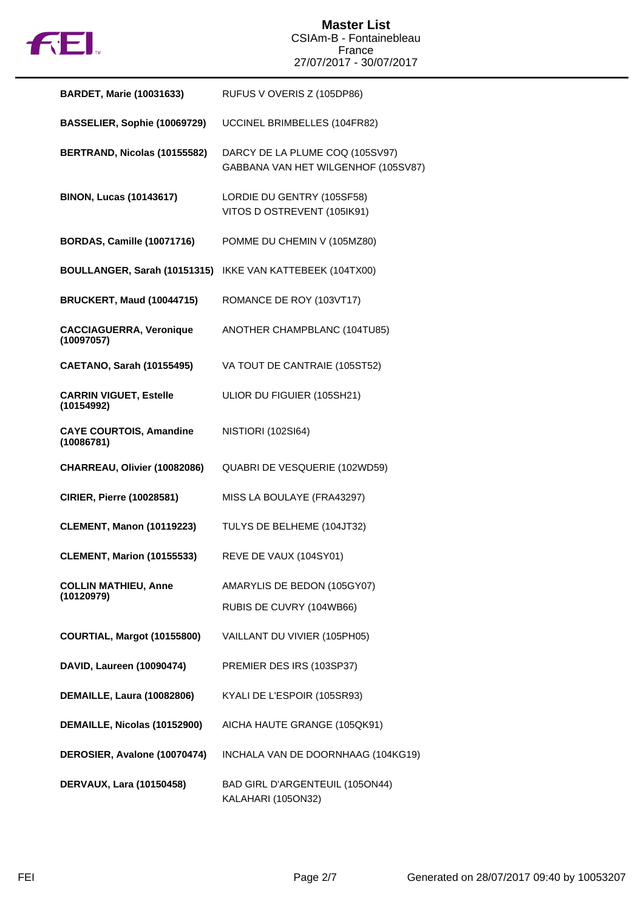# Master List
CSIAm-B - Fontainebleau
France
27/07/2017 - 30/07/2017

| Rider | Horse(s) |
|---|---|
| **BARDET, Marie (10031633)** | RUFUS V OVERIS Z (105DP86) |
| **BASSELIER, Sophie (10069729)** | UCCINEL BRIMBELLES (104FR82) |
| **BERTRAND, Nicolas (10155582)** | DARCY DE LA PLUME COQ (105SV97)<br>GABBANA VAN HET WILGENHOF (105SV87) |
| **BINON, Lucas (10143617)** | LORDIE DU GENTRY (105SF58)<br>VITOS D OSTREVENT (105IK91) |
| **BORDAS, Camille (10071716)** | POMME DU CHEMIN V (105MZ80) |
| **BOULLANGER, Sarah (10151315)** | IKKE VAN KATTEBEEK (104TX00) |
| **BRUCKERT, Maud (10044715)** | ROMANCE DE ROY (103VT17) |
| **CACCIAGUERRA, Veronique (10097057)** | ANOTHER CHAMPBLANC (104TU85) |
| **CAETANO, Sarah (10155495)** | VA TOUT DE CANTRAIE (105ST52) |
| **CARRIN VIGUET, Estelle (10154992)** | ULIOR DU FIGUIER (105SH21) |
| **CAYE COURTOIS, Amandine (10086781)** | NISTIORI (102SI64) |
| **CHARREAU, Olivier (10082086)** | QUABRI DE VESQUERIE (102WD59) |
| **CIRIER, Pierre (10028581)** | MISS LA BOULAYE (FRA43297) |
| **CLEMENT, Manon (10119223)** | TULYS DE BELHEME (104JT32) |
| **CLEMENT, Marion (10155533)** | REVE DE VAUX (104SY01) |
| **COLLIN MATHIEU, Anne (10120979)** | AMARYLIS DE BEDON (105GY07)<br>RUBIS DE CUVRY (104WB66) |
| **COURTIAL, Margot (10155800)** | VAILLANT DU VIVIER (105PH05) |
| **DAVID, Laureen (10090474)** | PREMIER DES IRS (103SP37) |
| **DEMAILLE, Laura (10082806)** | KYALI DE L'ESPOIR (105SR93) |
| **DEMAILLE, Nicolas (10152900)** | AICHA HAUTE GRANGE (105QK91) |
| **DEROSIER, Avalone (10070474)** | INCHALA VAN DE DOORNHAAG (104KG19) |
| **DERVAUX, Lara (10150458)** | BAD GIRL D'ARGENTEUIL (105ON44)<br>KALAHARI (105ON32) |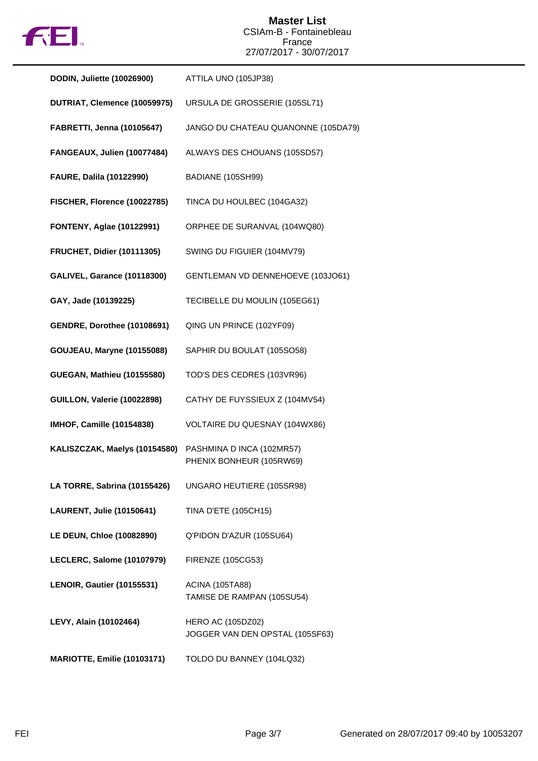# Master List

CSIAm-B - Fontainebleau
France
27/07/2017 - 30/07/2017

| Rider | Horse |
| --- | --- |
| **DODIN, Juliette (10026900)** | ATTILA UNO (105JP38) |
| **DUTRIAT, Clemence (10059975)** | URSULA DE GROSSERIE (105SL71) |
| **FABRETTI, Jenna (10105647)** | JANGO DU CHATEAU QUANONNE (105DA79) |
| **FANGEAUX, Julien (10077484)** | ALWAYS DES CHOUANS (105SD57) |
| **FAURE, Dalila (10122990)** | BADIANE (105SH99) |
| **FISCHER, Florence (10022785)** | TINCA DU HOULBEC (104GA32) |
| **FONTENY, Aglae (10122991)** | ORPHEE DE SURANVAL (104WQ80) |
| **FRUCHET, Didier (10111305)** | SWING DU FIGUIER (104MV79) |
| **GALIVEL, Garance (10118300)** | GENTLEMAN VD DENNEHOEVE (103JO61) |
| **GAY, Jade (10139225)** | TECIBELLE DU MOULIN (105EG61) |
| **GENDRE, Dorothee (10108691)** | QING UN PRINCE (102YF09) |
| **GOUJEAU, Maryne (10155088)** | SAPHIR DU BOULAT (105SO58) |
| **GUEGAN, Mathieu (10155580)** | TOD'S DES CEDRES (103VR96) |
| **GUILLON, Valerie (10022898)** | CATHY DE FUYSSIEUX Z (104MV54) |
| **IMHOF, Camille (10154838)** | VOLTAIRE DU QUESNAY (104WX86) |
| **KALISZCZAK, Maelys (10154580)** | PASHMINA D INCA (102MR57)<br>PHENIX BONHEUR (105RW69) |
| **LA TORRE, Sabrina (10155426)** | UNGARO HEUTIERE (105SR98) |
| **LAURENT, Julie (10150641)** | TINA D'ETE (105CH15) |
| **LE DEUN, Chloe (10082890)** | Q'PIDON D'AZUR (105SU64) |
| **LECLERC, Salome (10107979)** | FIRENZE (105CG53) |
| **LENOIR, Gautier (10155531)** | ACINA (105TA88)<br>TAMISE DE RAMPAN (105SU54) |
| **LEVY, Alain (10102464)** | HERO AC (105DZ02)<br>JOGGER VAN DEN OPSTAL (105SF63) |
| **MARIOTTE, Emilie (10103171)** | TOLDO DU BANNEY (104LQ32) |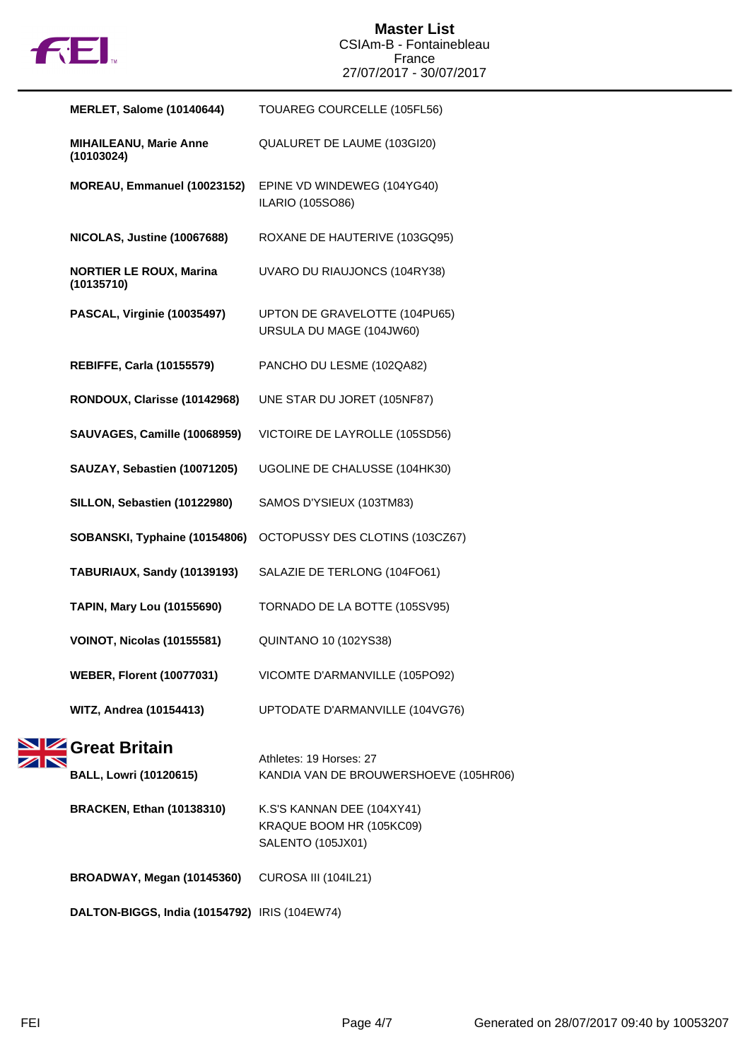| | |
|---|---|
| **MERLET, Salome (10140644)** | TOUAREG COURCELLE (105FL56) |
| **MIHAILEANU, Marie Anne (10103024)** | QUALURET DE LAUME (103GI20) |
| **MOREAU, Emmanuel (10023152)** | EPINE VD WINDEWEG (104YG40)<br>ILARIO (105SO86) |
| **NICOLAS, Justine (10067688)** | ROXANE DE HAUTERIVE (103GQ95) |
| **NORTIER LE ROUX, Marina (10135710)** | UVARO DU RIAUJONCS (104RY38) |
| **PASCAL, Virginie (10035497)** | UPTON DE GRAVELOTTE (104PU65)<br>URSULA DU MAGE (104JW60) |
| **REBIFFE, Carla (10155579)** | PANCHO DU LESME (102QA82) |
| **RONDOUX, Clarisse (10142968)** | UNE STAR DU JORET (105NF87) |
| **SAUVAGES, Camille (10068959)** | VICTOIRE DE LAYROLLE (105SD56) |
| **SAUZAY, Sebastien (10071205)** | UGOLINE DE CHALUSSE (104HK30) |
| **SILLON, Sebastien (10122980)** | SAMOS D'YSIEUX (103TM83) |
| **SOBANSKI, Typhaine (10154806)** | OCTOPUSSY DES CLOTINS (103CZ67) |
| **TABURIAUX, Sandy (10139193)** | SALAZIE DE TERLONG (104FO61) |
| **TAPIN, Mary Lou (10155690)** | TORNADO DE LA BOTTE (105SV95) |
| **VOINOT, Nicolas (10155581)** | QUINTANO 10 (102YS38) |
| **WEBER, Florent (10077031)** | VICOMTE D'ARMANVILLE (105PO92) |
| **WITZ, Andrea (10154413)** | UPTODATE D'ARMANVILLE (104VG76) |

## Great Britain

Athletes: 19 Horses: 27

| | |
|---|---|
| **BALL, Lowri (10120615)** | KANDIA VAN DE BROUWERSHOEVE (105HR06) |
| **BRACKEN, Ethan (10138310)** | K.S'S KANNAN DEE (104XY41)<br>KRAQUE BOOM HR (105KC09)<br>SALENTO (105JX01) |
| **BROADWAY, Megan (10145360)** | CUROSA III (104IL21) |
| **DALTON-BIGGS, India (10154792)** | IRIS (104EW74) |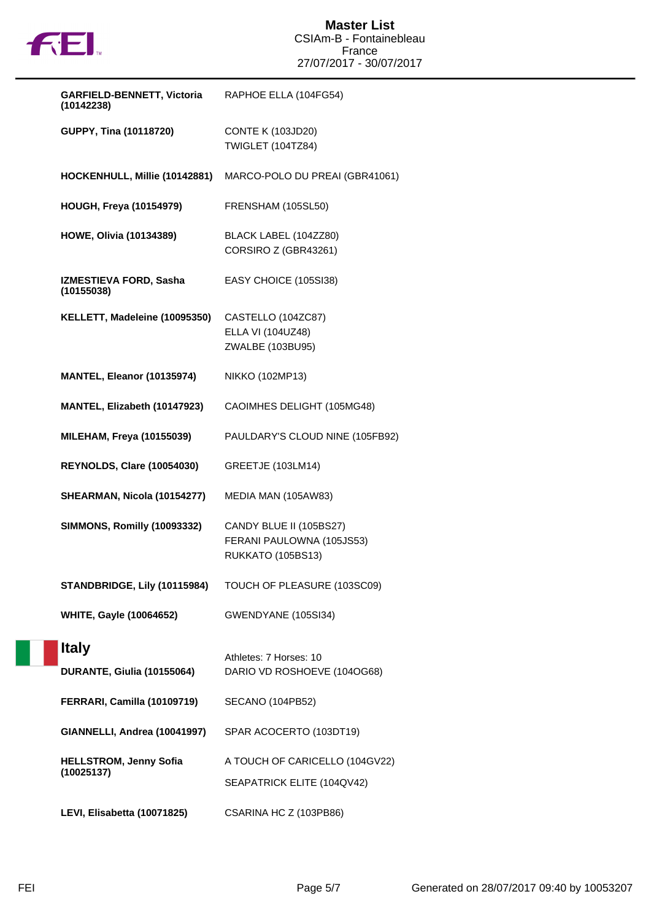| | |
|---|---|
| **GARFIELD-BENNETT, Victoria (10142238)** | RAPHOE ELLA (104FG54) |
| **GUPPY, Tina (10118720)** | CONTE K (103JD20)<br>TWIGLET (104TZ84) |
| **HOCKENHULL, Millie (10142881)** | MARCO-POLO DU PREAI (GBR41061) |
| **HOUGH, Freya (10154979)** | FRENSHAM (105SL50) |
| **HOWE, Olivia (10134389)** | BLACK LABEL (104ZZ80)<br>CORSIRO Z (GBR43261) |
| **IZMESTIEVA FORD, Sasha (10155038)** | EASY CHOICE (105SI38) |
| **KELLETT, Madeleine (10095350)** | CASTELLO (104ZC87)<br>ELLA VI (104UZ48)<br>ZWALBE (103BU95) |
| **MANTEL, Eleanor (10135974)** | NIKKO (102MP13) |
| **MANTEL, Elizabeth (10147923)** | CAOIMHES DELIGHT (105MG48) |
| **MILEHAM, Freya (10155039)** | PAULDARY'S CLOUD NINE (105FB92) |
| **REYNOLDS, Clare (10054030)** | GREETJE (103LM14) |
| **SHEARMAN, Nicola (10154277)** | MEDIA MAN (105AW83) |
| **SIMMONS, Romilly (10093332)** | CANDY BLUE II (105BS27)<br>FERANI PAULOWNA (105JS53)<br>RUKKATO (105BS13) |
| **STANDBRIDGE, Lily (10115984)** | TOUCH OF PLEASURE (103SC09) |
| **WHITE, Gayle (10064652)** | GWENDYANE (105SI34) |

## Italy

Athletes: 7 Horses: 10

| | |
|---|---|
| **DURANTE, Giulia (10155064)** | DARIO VD ROSHOEVE (104OG68) |
| **FERRARI, Camilla (10109719)** | SECANO (104PB52) |
| **GIANNELLI, Andrea (10041997)** | SPAR ACOCERTO (103DT19) |
| **HELLSTROM, Jenny Sofia (10025137)** | A TOUCH OF CARICELLO (104GV22)<br>SEAPATRICK ELITE (104QV42) |
| **LEVI, Elisabetta (10071825)** | CSARINA HC Z (103PB86) |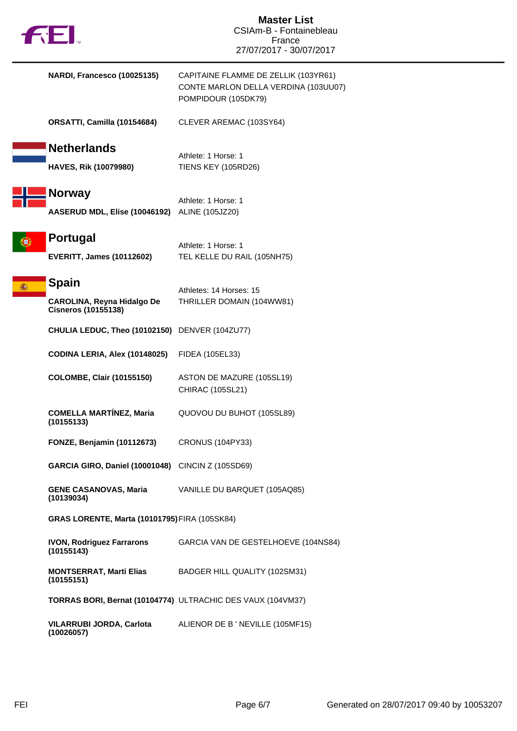**NARDI, Francesco (10025135)** — CAPITAINE FLAMME DE ZELLIK (103YR61)
CONTE MARLON DELLA VERDINA (103UU07)
POMPIDOUR (105DK79)

**ORSATTI, Camilla (10154684)** — CLEVER AREMAC (103SY64)

## Netherlands

Athlete: 1 Horse: 1

**HAVES, Rik (10079980)** — TIENS KEY (105RD26)

## Norway

Athlete: 1 Horse: 1

**AASERUD MDL, Elise (10046192)** — ALINE (105JZ20)

## Portugal

Athlete: 1 Horse: 1

**EVERITT, James (10112602)** — TEL KELLE DU RAIL (105NH75)

## Spain

Athletes: 14 Horses: 15

**CAROLINA, Reyna Hidalgo De Cisneros (10155138)** — THRILLER DOMAIN (104WW81)

**CHULIA LEDUC, Theo (10102150)** — DENVER (104ZU77)

**CODINA LERIA, Alex (10148025)** — FIDEA (105EL33)

**COLOMBE, Clair (10155150)** — ASTON DE MAZURE (105SL19)
CHIRAC (105SL21)

**COMELLA MARTÍNEZ, Maria (10155133)** — QUOVOU DU BUHOT (105SL89)

**FONZE, Benjamin (10112673)** — CRONUS (104PY33)

**GARCIA GIRO, Daniel (10001048)** — CINCIN Z (105SD69)

**GENE CASANOVAS, Maria (10139034)** — VANILLE DU BARQUET (105AQ85)

**GRAS LORENTE, Marta (10101795)** — FIRA (105SK84)

**IVON, Rodriguez Farrarons (10155143)** — GARCIA VAN DE GESTELHOEVE (104NS84)

**MONTSERRAT, Marti Elias (10155151)** — BADGER HILL QUALITY (102SM31)

**TORRAS BORI, Bernat (10104774)** — ULTRACHIC DES VAUX (104VM37)

**VILARRUBI JORDA, Carlota (10026057)** — ALIENOR DE B ' NEVILLE (105MF15)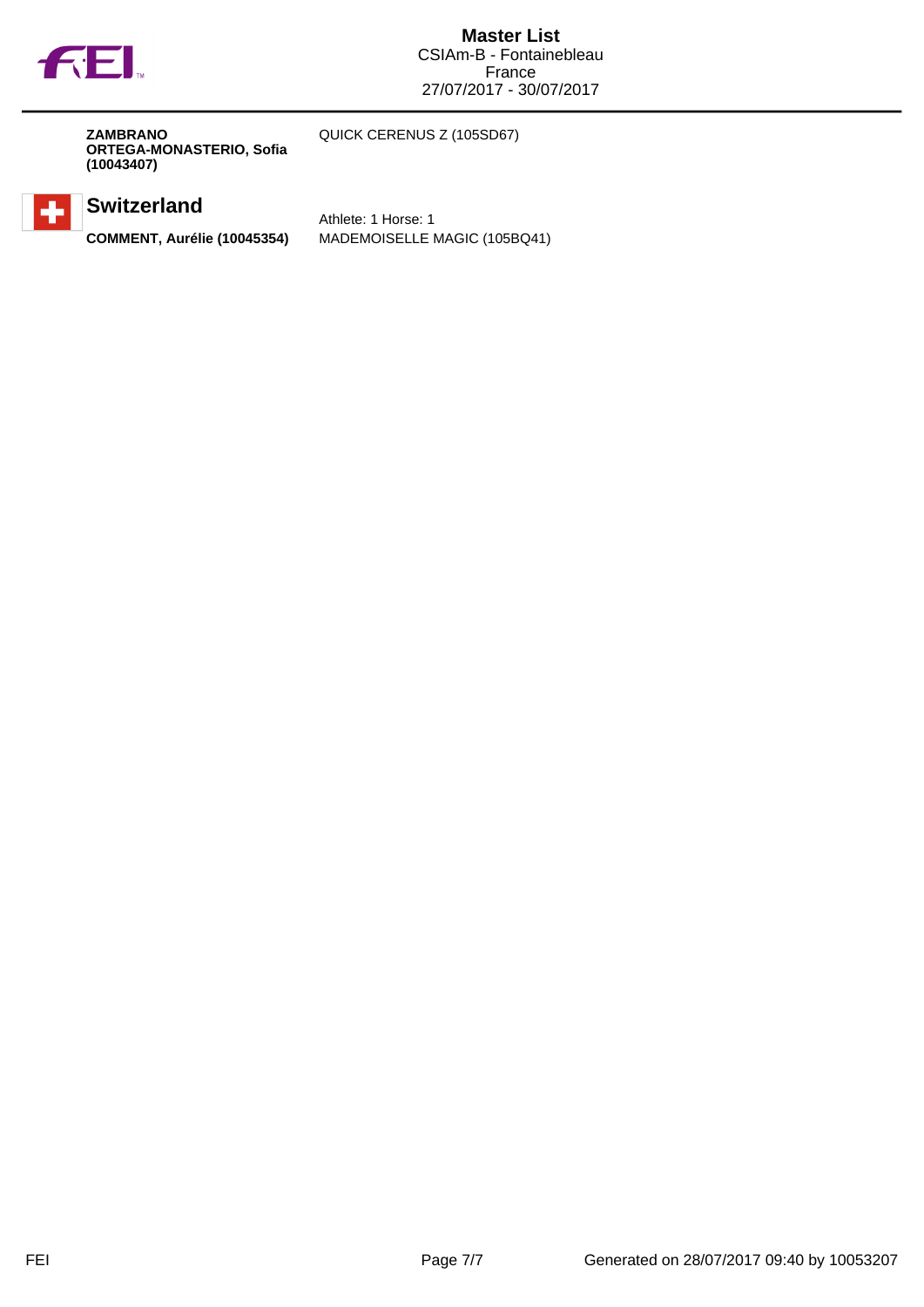**ZAMBRANO ORTEGA-MONASTERIO, Sofia (10043407)** QUICK CERENUS Z (105SD67)

## Switzerland

Athlete: 1 Horse: 1

**COMMENT, Aurélie (10045354)** MADEMOISELLE MAGIC (105BQ41)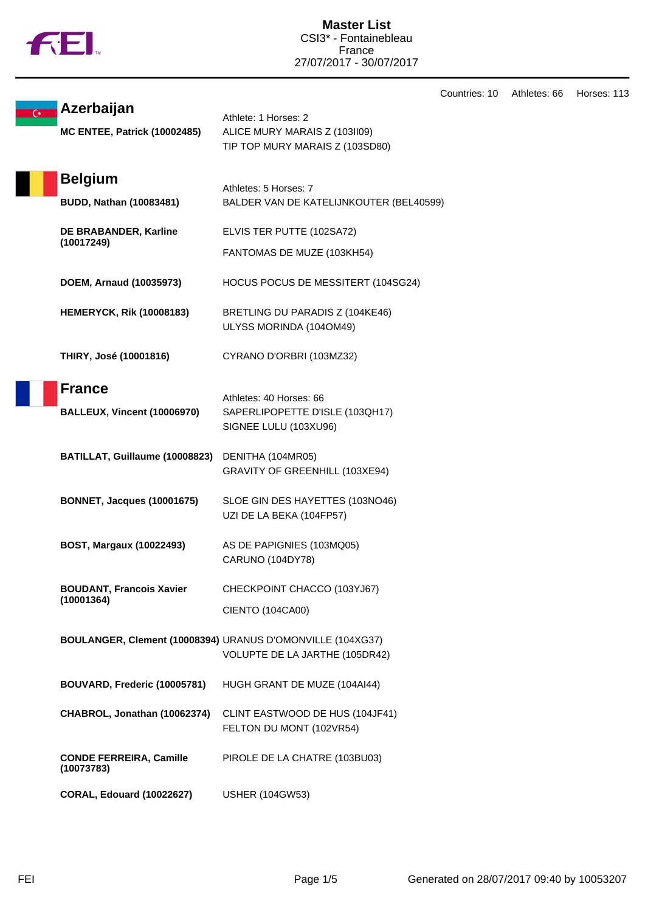# Master List
CSI3* - Fontainebleau
France
27/07/2017 - 30/07/2017

Countries: 10 Athletes: 66 Horses: 113

## Azerbaijan

Athlete: 1 Horses: 2

| Athlete | Horses |
|---|---|
| **MC ENTEE, Patrick (10002485)** | ALICE MURY MARAIS Z (103II09) |
| | TIP TOP MURY MARAIS Z (103SD80) |

## Belgium

Athletes: 5 Horses: 7

| Athlete | Horses |
|---|---|
| **BUDD, Nathan (10083481)** | BALDER VAN DE KATELIJNKOUTER (BEL40599) |
| **DE BRABANDER, Karline (10017249)** | ELVIS TER PUTTE (102SA72) |
| | FANTOMAS DE MUZE (103KH54) |
| **DOEM, Arnaud (10035973)** | HOCUS POCUS DE MESSITERT (104SG24) |
| **HEMERYCK, Rik (10008183)** | BRETLING DU PARADIS Z (104KE46) |
| | ULYSS MORINDA (104OM49) |
| **THIRY, José (10001816)** | CYRANO D'ORBRI (103MZ32) |

## France

Athletes: 40 Horses: 66

| Athlete | Horses |
|---|---|
| **BALLEUX, Vincent (10006970)** | SAPERLIPOPETTE D'ISLE (103QH17) |
| | SIGNEE LULU (103XU96) |
| **BATILLAT, Guillaume (10008823)** | DENITHA (104MR05) |
| | GRAVITY OF GREENHILL (103XE94) |
| **BONNET, Jacques (10001675)** | SLOE GIN DES HAYETTES (103NO46) |
| | UZI DE LA BEKA (104FP57) |
| **BOST, Margaux (10022493)** | AS DE PAPIGNIES (103MQ05) |
| | CARUNO (104DY78) |
| **BOUDANT, Francois Xavier (10001364)** | CHECKPOINT CHACCO (103YJ67) |
| | CIENTO (104CA00) |
| **BOULANGER, Clement (10008394)** | URANUS D'OMONVILLE (104XG37) |
| | VOLUPTE DE LA JARTHE (105DR42) |
| **BOUVARD, Frederic (10005781)** | HUGH GRANT DE MUZE (104AI44) |
| **CHABROL, Jonathan (10062374)** | CLINT EASTWOOD DE HUS (104JF41) |
| | FELTON DU MONT (102VR54) |
| **CONDE FERREIRA, Camille (10073783)** | PIROLE DE LA CHATRE (103BU03) |
| **CORAL, Edouard (10022627)** | USHER (104GW53) |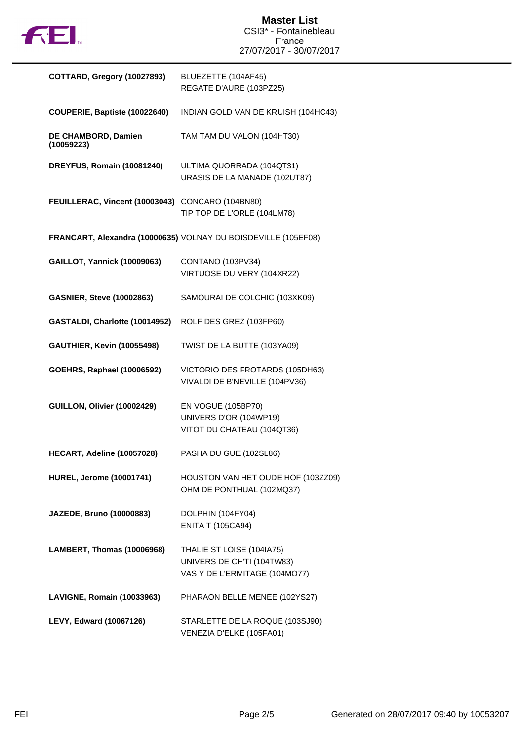# Master List

CSI3* - Fontainebleau
France
27/07/2017 - 30/07/2017

| | |
|---|---|
| **COTTARD, Gregory (10027893)** | BLUEZETTE (104AF45)<br>REGATE D'AURE (103PZ25) |
| **COUPERIE, Baptiste (10022640)** | INDIAN GOLD VAN DE KRUISH (104HC43) |
| **DE CHAMBORD, Damien (10059223)** | TAM TAM DU VALON (104HT30) |
| **DREYFUS, Romain (10081240)** | ULTIMA QUORRADA (104QT31)<br>URASIS DE LA MANADE (102UT87) |
| **FEUILLERAC, Vincent (10003043)** | CONCARO (104BN80)<br>TIP TOP DE L'ORLE (104LM78) |
| **FRANCART, Alexandra (10000635)** | VOLNAY DU BOISDEVILLE (105EF08) |
| **GAILLOT, Yannick (10009063)** | CONTANO (103PV34)<br>VIRTUOSE DU VERY (104XR22) |
| **GASNIER, Steve (10002863)** | SAMOURAI DE COLCHIC (103XK09) |
| **GASTALDI, Charlotte (10014952)** | ROLF DES GREZ (103FP60) |
| **GAUTHIER, Kevin (10055498)** | TWIST DE LA BUTTE (103YA09) |
| **GOEHRS, Raphael (10006592)** | VICTORIO DES FROTARDS (105DH63)<br>VIVALDI DE B'NEVILLE (104PV36) |
| **GUILLON, Olivier (10002429)** | EN VOGUE (105BP70)<br>UNIVERS D'OR (104WP19)<br>VITOT DU CHATEAU (104QT36) |
| **HECART, Adeline (10057028)** | PASHA DU GUE (102SL86) |
| **HUREL, Jerome (10001741)** | HOUSTON VAN HET OUDE HOF (103ZZ09)<br>OHM DE PONTHUAL (102MQ37) |
| **JAZEDE, Bruno (10000883)** | DOLPHIN (104FY04)<br>ENITA T (105CA94) |
| **LAMBERT, Thomas (10006968)** | THALIE ST LOISE (104IA75)<br>UNIVERS DE CH'TI (104TW83)<br>VAS Y DE L'ERMITAGE (104MO77) |
| **LAVIGNE, Romain (10033963)** | PHARAON BELLE MENEE (102YS27) |
| **LEVY, Edward (10067126)** | STARLETTE DE LA ROQUE (103SJ90)<br>VENEZIA D'ELKE (105FA01) |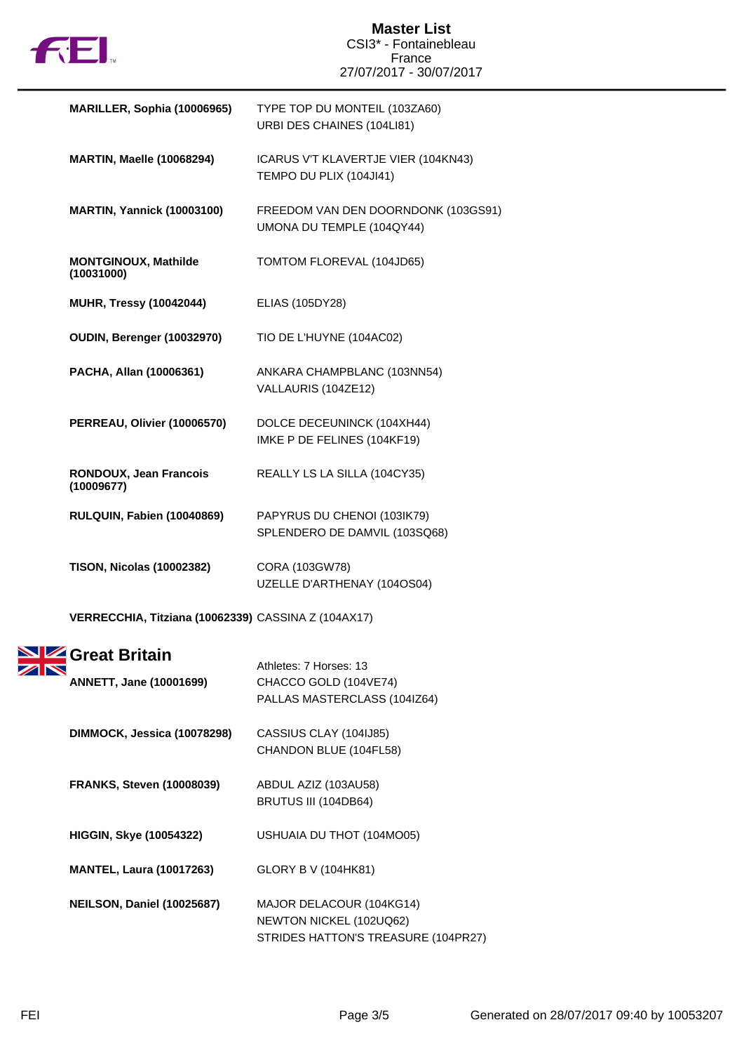# Master List

CSI3* - Fontainebleau
France
27/07/2017 - 30/07/2017

| Athlete | Horses |
|---|---|
| **MARILLER, Sophia (10006965)** | TYPE TOP DU MONTEIL (103ZA60)<br>URBI DES CHAINES (104LI81) |
| **MARTIN, Maelle (10068294)** | ICARUS V'T KLAVERTJE VIER (104KN43)<br>TEMPO DU PLIX (104JI41) |
| **MARTIN, Yannick (10003100)** | FREEDOM VAN DEN DOORNDONK (103GS91)<br>UMONA DU TEMPLE (104QY44) |
| **MONTGINOUX, Mathilde (10031000)** | TOMTOM FLOREVAL (104JD65) |
| **MUHR, Tressy (10042044)** | ELIAS (105DY28) |
| **OUDIN, Berenger (10032970)** | TIO DE L'HUYNE (104AC02) |
| **PACHA, Allan (10006361)** | ANKARA CHAMPBLANC (103NN54)<br>VALLAURIS (104ZE12) |
| **PERREAU, Olivier (10006570)** | DOLCE DECEUNINCK (104XH44)<br>IMKE P DE FELINES (104KF19) |
| **RONDOUX, Jean Francois (10009677)** | REALLY LS LA SILLA (104CY35) |
| **RULQUIN, Fabien (10040869)** | PAPYRUS DU CHENOI (103IK79)<br>SPLENDERO DE DAMVIL (103SQ68) |
| **TISON, Nicolas (10002382)** | CORA (103GW78)<br>UZELLE D'ARTHENAY (104OS04) |
| **VERRECCHIA, Titziana (10062339)** | CASSINA Z (104AX17) |

## Great Britain

Athletes: 7 Horses: 13

| Athlete | Horses |
|---|---|
| **ANNETT, Jane (10001699)** | CHACCO GOLD (104VE74)<br>PALLAS MASTERCLASS (104IZ64) |
| **DIMMOCK, Jessica (10078298)** | CASSIUS CLAY (104IJ85)<br>CHANDON BLUE (104FL58) |
| **FRANKS, Steven (10008039)** | ABDUL AZIZ (103AU58)<br>BRUTUS III (104DB64) |
| **HIGGIN, Skye (10054322)** | USHUAIA DU THOT (104MO05) |
| **MANTEL, Laura (10017263)** | GLORY B V (104HK81) |
| **NEILSON, Daniel (10025687)** | MAJOR DELACOUR (104KG14)<br>NEWTON NICKEL (102UQ62)<br>STRIDES HATTON'S TREASURE (104PR27) |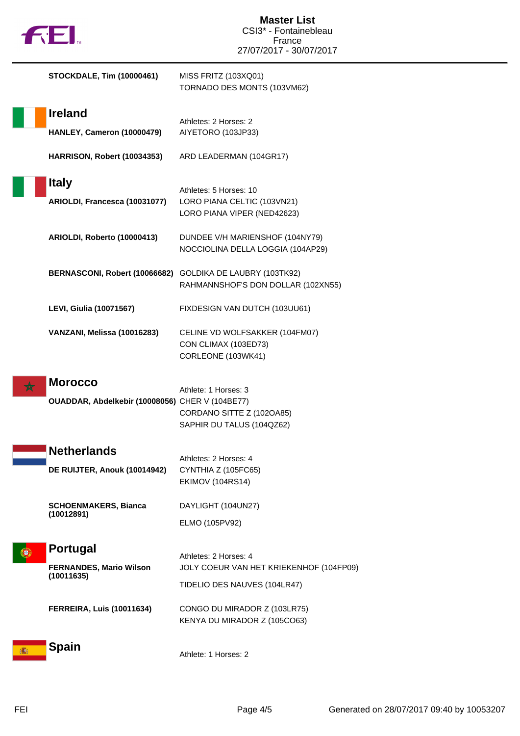**STOCKDALE, Tim (10000461)**
MISS FRITZ (103XQ01)
TORNADO DES MONTS (103VM62)

## Ireland

Athletes: 2 Horses: 2

**HANLEY, Cameron (10000479)**
AIYETORO (103JP33)

**HARRISON, Robert (10034353)**
ARD LEADERMAN (104GR17)

## Italy

Athletes: 5 Horses: 10

**ARIOLDI, Francesca (10031077)**
LORO PIANA CELTIC (103VN21)
LORO PIANA VIPER (NED42623)

**ARIOLDI, Roberto (10000413)**
DUNDEE V/H MARIENSHOF (104NY79)
NOCCIOLINA DELLA LOGGIA (104AP29)

**BERNASCONI, Robert (10066682)**
GOLDIKA DE LAUBRY (103TK92)
RAHMANNSHOF'S DON DOLLAR (102XN55)

**LEVI, Giulia (10071567)**
FIXDESIGN VAN DUTCH (103UU61)

**VANZANI, Melissa (10016283)**
CELINE VD WOLFSAKKER (104FM07)
CON CLIMAX (103ED73)
CORLEONE (103WK41)

## Morocco

Athlete: 1 Horses: 3

**OUADDAR, Abdelkebir (10008056)**
CHER V (104BE77)
CORDANO SITTE Z (102OA85)
SAPHIR DU TALUS (104QZ62)

## Netherlands

Athletes: 2 Horses: 4

**DE RUIJTER, Anouk (10014942)**
CYNTHIA Z (105FC65)
EKIMOV (104RS14)

**SCHOENMAKERS, Bianca (10012891)**
DAYLIGHT (104UN27)
ELMO (105PV92)

## Portugal

Athletes: 2 Horses: 4

**FERNANDES, Mario Wilson (10011635)**
JOLY COEUR VAN HET KRIEKENHOF (104FP09)
TIDELIO DES NAUVES (104LR47)

**FERREIRA, Luis (10011634)**
CONGO DU MIRADOR Z (103LR75)
KENYA DU MIRADOR Z (105CO63)

## Spain

Athlete: 1 Horses: 2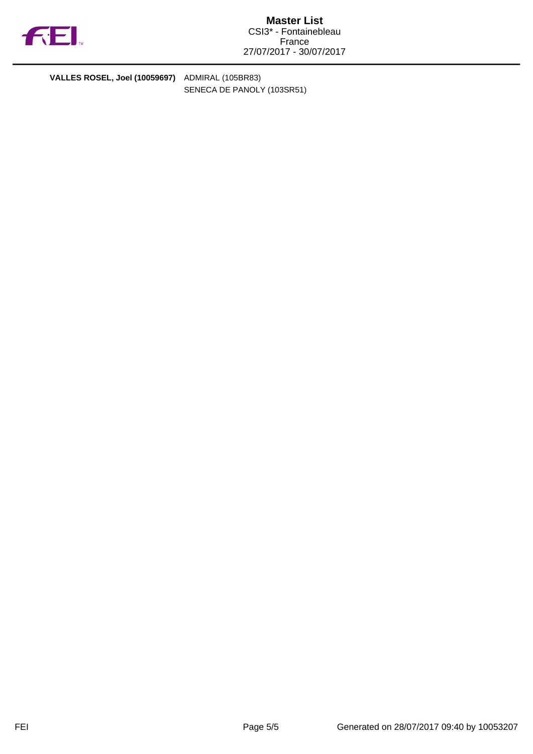| | |
|---|---|
| **VALLES ROSEL, Joel (10059697)** | ADMIRAL (105BR83) |
| | SENECA DE PANOLY (103SR51) |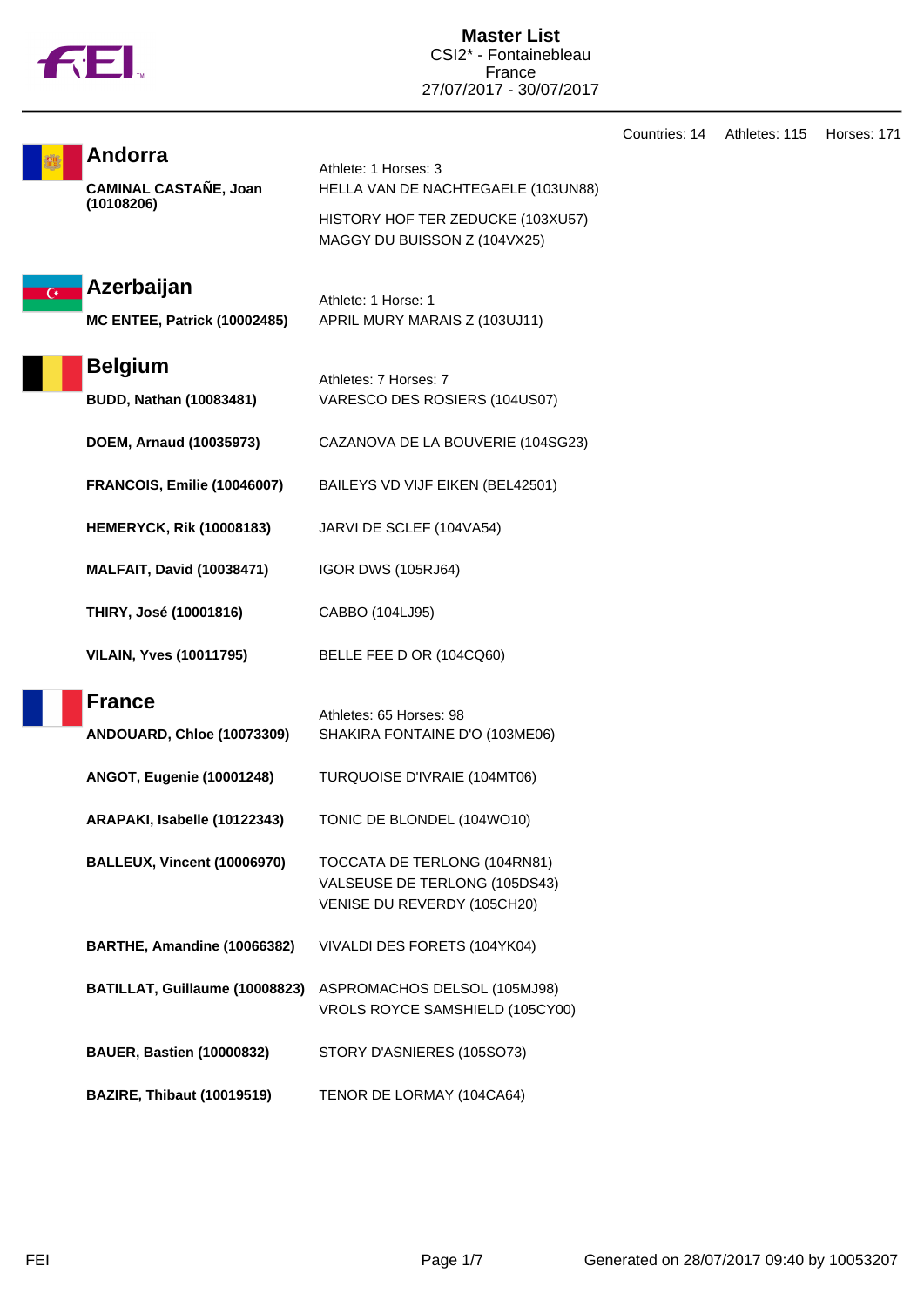# Master List

CSI2* - Fontainebleau
France
27/07/2017 - 30/07/2017

Countries: 14 Athletes: 115 Horses: 171

## Andorra

Athlete: 1 Horses: 3

**CAMINAL CASTAÑE, Joan (10108206)**
- HELLA VAN DE NACHTEGAELE (103UN88)
- HISTORY HOF TER ZEDUCKE (103XU57)
- MAGGY DU BUISSON Z (104VX25)

## Azerbaijan

Athlete: 1 Horse: 1

**MC ENTEE, Patrick (10002485)**
- APRIL MURY MARAIS Z (103UJ11)

## Belgium

Athletes: 7 Horses: 7

**BUDD, Nathan (10083481)**
- VARESCO DES ROSIERS (104US07)

**DOEM, Arnaud (10035973)**
- CAZANOVA DE LA BOUVERIE (104SG23)

**FRANCOIS, Emilie (10046007)**
- BAILEYS VD VIJF EIKEN (BEL42501)

**HEMERYCK, Rik (10008183)**
- JARVI DE SCLEF (104VA54)

**MALFAIT, David (10038471)**
- IGOR DWS (105RJ64)

**THIRY, José (10001816)**
- CABBO (104LJ95)

**VILAIN, Yves (10011795)**
- BELLE FEE D OR (104CQ60)

## France

Athletes: 65 Horses: 98

**ANDOUARD, Chloe (10073309)**
- SHAKIRA FONTAINE D'O (103ME06)

**ANGOT, Eugenie (10001248)**
- TURQUOISE D'IVRAIE (104MT06)

**ARAPAKI, Isabelle (10122343)**
- TONIC DE BLONDEL (104WO10)

**BALLEUX, Vincent (10006970)**
- TOCCATA DE TERLONG (104RN81)
- VALSEUSE DE TERLONG (105DS43)
- VENISE DU REVERDY (105CH20)

**BARTHE, Amandine (10066382)**
- VIVALDI DES FORETS (104YK04)

**BATILLAT, Guillaume (10008823)**
- ASPROMACHOS DELSOL (105MJ98)
- VROLS ROYCE SAMSHIELD (105CY00)

**BAUER, Bastien (10000832)**
- STORY D'ASNIERES (105SO73)

**BAZIRE, Thibaut (10019519)**
- TENOR DE LORMAY (104CA64)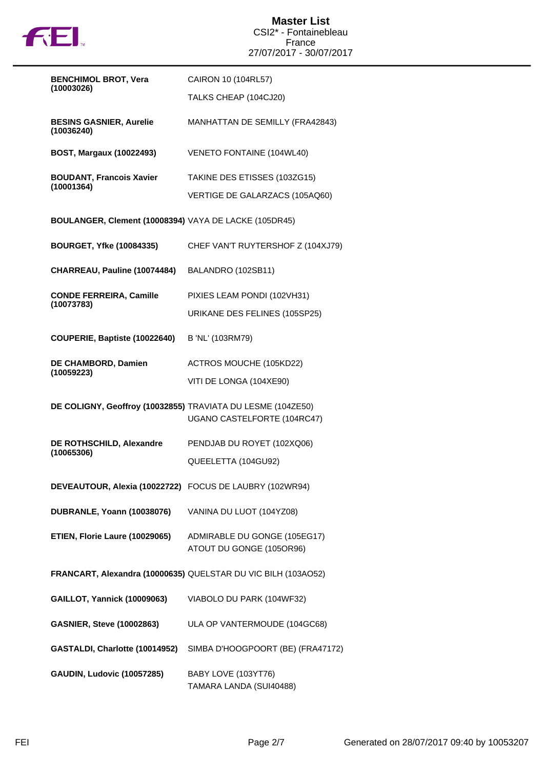# Master List
CSI2* - Fontainebleau
France
27/07/2017 - 30/07/2017

| Rider | Horse |
|---|---|
| **BENCHIMOL BROT, Vera (10003026)** | CAIRON 10 (104RL57)<br>TALKS CHEAP (104CJ20) |
| **BESINS GASNIER, Aurelie (10036240)** | MANHATTAN DE SEMILLY (FRA42843) |
| **BOST, Margaux (10022493)** | VENETO FONTAINE (104WL40) |
| **BOUDANT, Francois Xavier (10001364)** | TAKINE DES ETISSES (103ZG15)<br>VERTIGE DE GALARZACS (105AQ60) |
| **BOULANGER, Clement (10008394)** | VAYA DE LACKE (105DR45) |
| **BOURGET, Yfke (10084335)** | CHEF VAN'T RUYTERSHOF Z (104XJ79) |
| **CHARREAU, Pauline (10074484)** | BALANDRO (102SB11) |
| **CONDE FERREIRA, Camille (10073783)** | PIXIES LEAM PONDI (102VH31)<br>URIKANE DES FELINES (105SP25) |
| **COUPERIE, Baptiste (10022640)** | B 'NL' (103RM79) |
| **DE CHAMBORD, Damien (10059223)** | ACTROS MOUCHE (105KD22)<br>VITI DE LONGA (104XE90) |
| **DE COLIGNY, Geoffroy (10032855)** | TRAVIATA DU LESME (104ZE50)<br>UGANO CASTELFORTE (104RC47) |
| **DE ROTHSCHILD, Alexandre (10065306)** | PENDJAB DU ROYET (102XQ06)<br>QUEELETTA (104GU92) |
| **DEVEAUTOUR, Alexia (10022722)** | FOCUS DE LAUBRY (102WR94) |
| **DUBRANLE, Yoann (10038076)** | VANINA DU LUOT (104YZ08) |
| **ETIEN, Florie Laure (10029065)** | ADMIRABLE DU GONGE (105EG17)<br>ATOUT DU GONGE (105OR96) |
| **FRANCART, Alexandra (10000635)** | QUELSTAR DU VIC BILH (103AO52) |
| **GAILLOT, Yannick (10009063)** | VIABOLO DU PARK (104WF32) |
| **GASNIER, Steve (10002863)** | ULA OP VANTERMOUDE (104GC68) |
| **GASTALDI, Charlotte (10014952)** | SIMBA D'HOOGPOORT (BE) (FRA47172) |
| **GAUDIN, Ludovic (10057285)** | BABY LOVE (103YT76)<br>TAMARA LANDA (SUI40488) |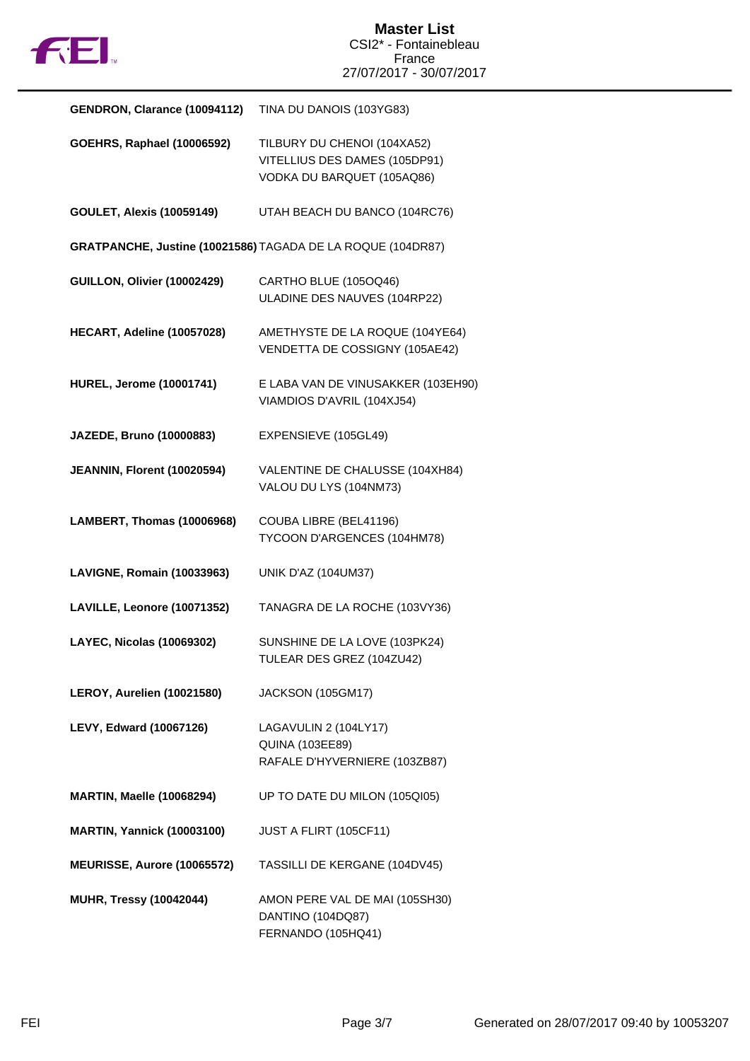**Master List**
CSI2* - Fontainebleau
France
27/07/2017 - 30/07/2017

| Rider | Horses |
|---|---|
| **GENDRON, Clarance (10094112)** | TINA DU DANOIS (103YG83) |
| **GOEHRS, Raphael (10006592)** | TILBURY DU CHENOI (104XA52)<br>VITELLIUS DES DAMES (105DP91)<br>VODKA DU BARQUET (105AQ86) |
| **GOULET, Alexis (10059149)** | UTAH BEACH DU BANCO (104RC76) |
| **GRATPANCHE, Justine (10021586)** | TAGADA DE LA ROQUE (104DR87) |
| **GUILLON, Olivier (10002429)** | CARTHO BLUE (105OQ46)<br>ULADINE DES NAUVES (104RP22) |
| **HECART, Adeline (10057028)** | AMETHYSTE DE LA ROQUE (104YE64)<br>VENDETTA DE COSSIGNY (105AE42) |
| **HUREL, Jerome (10001741)** | E LABA VAN DE VINUSAKKER (103EH90)<br>VIAMDIOS D'AVRIL (104XJ54) |
| **JAZEDE, Bruno (10000883)** | EXPENSIEVE (105GL49) |
| **JEANNIN, Florent (10020594)** | VALENTINE DE CHALUSSE (104XH84)<br>VALOU DU LYS (104NM73) |
| **LAMBERT, Thomas (10006968)** | COUBA LIBRE (BEL41196)<br>TYCOON D'ARGENCES (104HM78) |
| **LAVIGNE, Romain (10033963)** | UNIK D'AZ (104UM37) |
| **LAVILLE, Leonore (10071352)** | TANAGRA DE LA ROCHE (103VY36) |
| **LAYEC, Nicolas (10069302)** | SUNSHINE DE LA LOVE (103PK24)<br>TULEAR DES GREZ (104ZU42) |
| **LEROY, Aurelien (10021580)** | JACKSON (105GM17) |
| **LEVY, Edward (10067126)** | LAGAVULIN 2 (104LY17)<br>QUINA (103EE89)<br>RAFALE D'HYVERNIERE (103ZB87) |
| **MARTIN, Maelle (10068294)** | UP TO DATE DU MILON (105QI05) |
| **MARTIN, Yannick (10003100)** | JUST A FLIRT (105CF11) |
| **MEURISSE, Aurore (10065572)** | TASSILLI DE KERGANE (104DV45) |
| **MUHR, Tressy (10042044)** | AMON PERE VAL DE MAI (105SH30)<br>DANTINO (104DQ87)<br>FERNANDO (105HQ41) |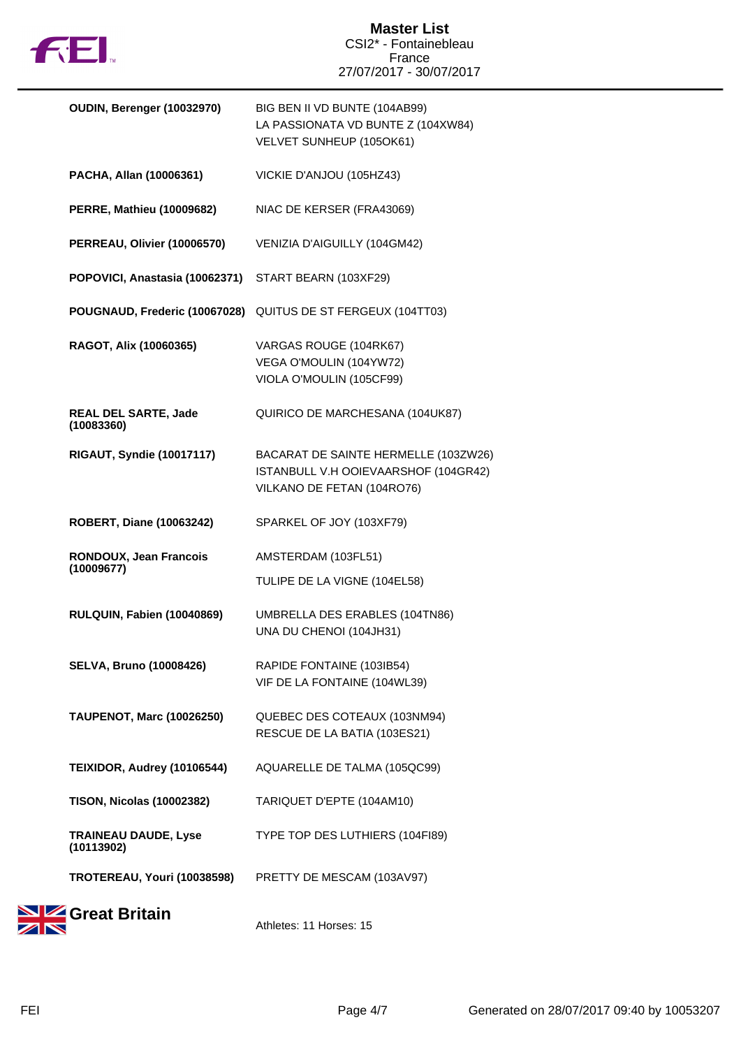| Athlete | Horses |
| --- | --- |
| **OUDIN, Berenger (10032970)** | BIG BEN II VD BUNTE (104AB99)<br>LA PASSIONATA VD BUNTE Z (104XW84)<br>VELVET SUNHEUP (105OK61) |
| **PACHA, Allan (10006361)** | VICKIE D'ANJOU (105HZ43) |
| **PERRE, Mathieu (10009682)** | NIAC DE KERSER (FRA43069) |
| **PERREAU, Olivier (10006570)** | VENIZIA D'AIGUILLY (104GM42) |
| **POPOVICI, Anastasia (10062371)** | START BEARN (103XF29) |
| **POUGNAUD, Frederic (10067028)** | QUITUS DE ST FERGEUX (104TT03) |
| **RAGOT, Alix (10060365)** | VARGAS ROUGE (104RK67)<br>VEGA O'MOULIN (104YW72)<br>VIOLA O'MOULIN (105CF99) |
| **REAL DEL SARTE, Jade (10083360)** | QUIRICO DE MARCHESANA (104UK87) |
| **RIGAUT, Syndie (10017117)** | BACARAT DE SAINTE HERMELLE (103ZW26)<br>ISTANBULL V.H OOIEVAARSHOF (104GR42)<br>VILKANO DE FETAN (104RO76) |
| **ROBERT, Diane (10063242)** | SPARKEL OF JOY (103XF79) |
| **RONDOUX, Jean Francois (10009677)** | AMSTERDAM (103FL51)<br>TULIPE DE LA VIGNE (104EL58) |
| **RULQUIN, Fabien (10040869)** | UMBRELLA DES ERABLES (104TN86)<br>UNA DU CHENOI (104JH31) |
| **SELVA, Bruno (10008426)** | RAPIDE FONTAINE (103IB54)<br>VIF DE LA FONTAINE (104WL39) |
| **TAUPENOT, Marc (10026250)** | QUEBEC DES COTEAUX (103NM94)<br>RESCUE DE LA BATIA (103ES21) |
| **TEIXIDOR, Audrey (10106544)** | AQUARELLE DE TALMA (105QC99) |
| **TISON, Nicolas (10002382)** | TARIQUET D'EPTE (104AM10) |
| **TRAINEAU DAUDE, Lyse (10113902)** | TYPE TOP DES LUTHIERS (104FI89) |
| **TROTEREAU, Youri (10038598)** | PRETTY DE MESCAM (103AV97) |

## Great Britain

Athletes: 11 Horses: 15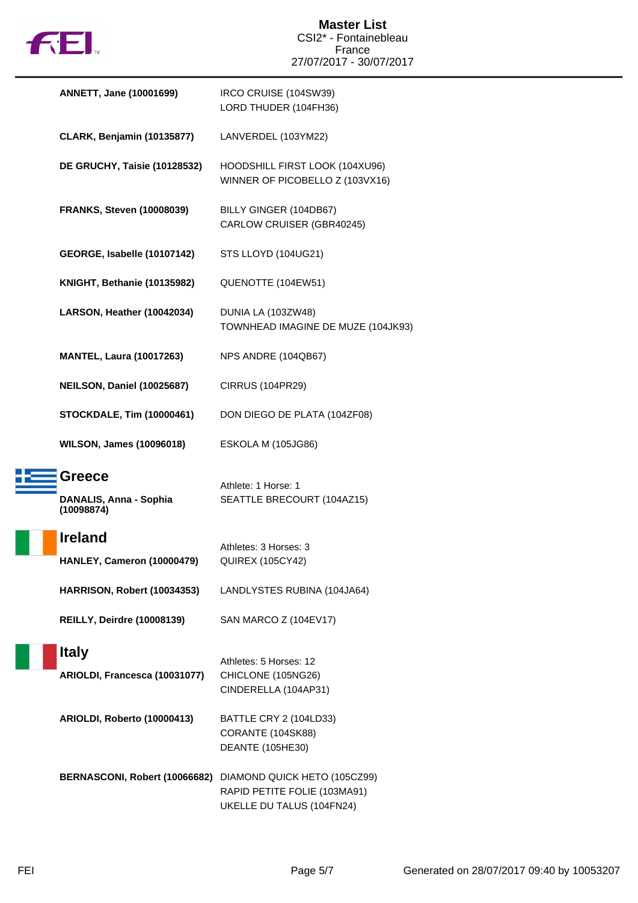# Master List
CSI2* - Fontainebleau
France
27/07/2017 - 30/07/2017

| Athlete | Horses |
|---|---|
| **ANNETT, Jane (10001699)** | IRCO CRUISE (104SW39)<br>LORD THUDER (104FH36) |
| **CLARK, Benjamin (10135877)** | LANVERDEL (103YM22) |
| **DE GRUCHY, Taisie (10128532)** | HOODSHILL FIRST LOOK (104XU96)<br>WINNER OF PICOBELLO Z (103VX16) |
| **FRANKS, Steven (10008039)** | BILLY GINGER (104DB67)<br>CARLOW CRUISER (GBR40245) |
| **GEORGE, Isabelle (10107142)** | STS LLOYD (104UG21) |
| **KNIGHT, Bethanie (10135982)** | QUENOTTE (104EW51) |
| **LARSON, Heather (10042034)** | DUNIA LA (103ZW48)<br>TOWNHEAD IMAGINE DE MUZE (104JK93) |
| **MANTEL, Laura (10017263)** | NPS ANDRE (104QB67) |
| **NEILSON, Daniel (10025687)** | CIRRUS (104PR29) |
| **STOCKDALE, Tim (10000461)** | DON DIEGO DE PLATA (104ZF08) |
| **WILSON, James (10096018)** | ESKOLA M (105JG86) |

## Greece

Athlete: 1 Horse: 1

| Athlete | Horses |
|---|---|
| **DANALIS, Anna - Sophia (10098874)** | SEATTLE BRECOURT (104AZ15) |

## Ireland

Athletes: 3 Horses: 3

| Athlete | Horses |
|---|---|
| **HANLEY, Cameron (10000479)** | QUIREX (105CY42) |
| **HARRISON, Robert (10034353)** | LANDLYSTES RUBINA (104JA64) |
| **REILLY, Deirdre (10008139)** | SAN MARCO Z (104EV17) |

## Italy

Athletes: 5 Horses: 12

| Athlete | Horses |
|---|---|
| **ARIOLDI, Francesca (10031077)** | CHICLONE (105NG26)<br>CINDERELLA (104AP31) |
| **ARIOLDI, Roberto (10000413)** | BATTLE CRY 2 (104LD33)<br>CORANTE (104SK88)<br>DEANTE (105HE30) |
| **BERNASCONI, Robert (10066682)** | DIAMOND QUICK HETO (105CZ99)<br>RAPID PETITE FOLIE (103MA91)<br>UKELLE DU TALUS (104FN24) |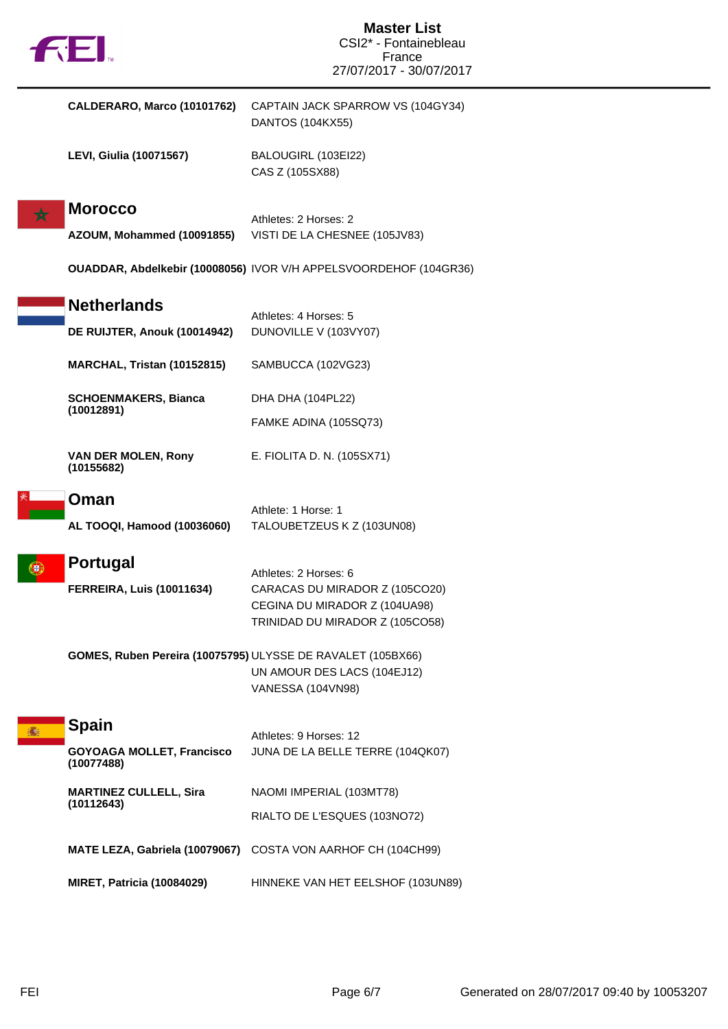**CALDERARO, Marco (10101762)** CAPTAIN JACK SPARROW VS (104GY34)
DANTOS (104KX55)

**LEVI, Giulia (10071567)** BALOUGIRL (103EI22)
CAS Z (105SX88)

## Morocco

Athletes: 2 Horses: 2

**AZOUM, Mohammed (10091855)** VISTI DE LA CHESNEE (105JV83)

**OUADDAR, Abdelkebir (10008056)** IVOR V/H APPELSVOORDEHOF (104GR36)

## Netherlands

Athletes: 4 Horses: 5

**DE RUIJTER, Anouk (10014942)** DUNOVILLE V (103VY07)

**MARCHAL, Tristan (10152815)** SAMBUCCA (102VG23)

**SCHOENMAKERS, Bianca (10012891)** DHA DHA (104PL22)
FAMKE ADINA (105SQ73)

**VAN DER MOLEN, Rony (10155682)** E. FIOLITA D. N. (105SX71)

## Oman

Athlete: 1 Horse: 1

**AL TOOQI, Hamood (10036060)** TALOUBETZEUS K Z (103UN08)

## Portugal

Athletes: 2 Horses: 6

**FERREIRA, Luis (10011634)** CARACAS DU MIRADOR Z (105CO20)
CEGINA DU MIRADOR Z (104UA98)
TRINIDAD DU MIRADOR Z (105CO58)

**GOMES, Ruben Pereira (10075795)** ULYSSE DE RAVALET (105BX66)
UN AMOUR DES LACS (104EJ12)
VANESSA (104VN98)

## Spain

Athletes: 9 Horses: 12

**GOYOAGA MOLLET, Francisco (10077488)** JUNA DE LA BELLE TERRE (104QK07)

**MARTINEZ CULLELL, Sira (10112643)** NAOMI IMPERIAL (103MT78)
RIALTO DE L'ESQUES (103NO72)

**MATE LEZA, Gabriela (10079067)** COSTA VON AARHOF CH (104CH99)

**MIRET, Patricia (10084029)** HINNEKE VAN HET EELSHOF (103UN89)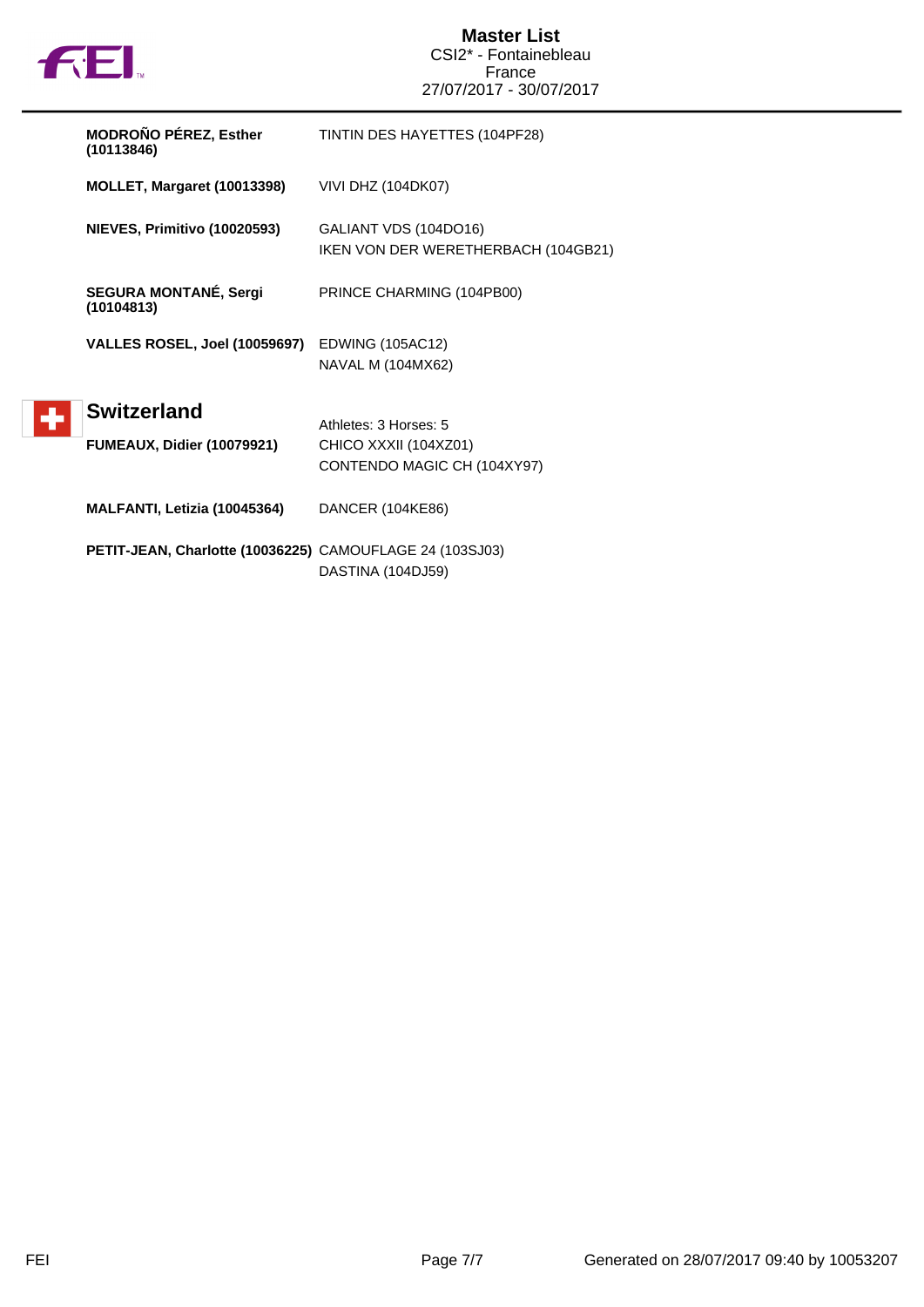| | |
|---|---|
| **MODROÑO PÉREZ, Esther (10113846)** | TINTIN DES HAYETTES (104PF28) |
| **MOLLET, Margaret (10013398)** | VIVI DHZ (104DK07) |
| **NIEVES, Primitivo (10020593)** | GALIANT VDS (104DO16)<br>IKEN VON DER WERETHERBACH (104GB21) |
| **SEGURA MONTANÉ, Sergi (10104813)** | PRINCE CHARMING (104PB00) |
| **VALLES ROSEL, Joel (10059697)** | EDWING (105AC12)<br>NAVAL M (104MX62) |

## Switzerland

Athletes: 3 Horses: 5

| | |
|---|---|
| **FUMEAUX, Didier (10079921)** | CHICO XXXII (104XZ01)<br>CONTENDO MAGIC CH (104XY97) |
| **MALFANTI, Letizia (10045364)** | DANCER (104KE86) |
| **PETIT-JEAN, Charlotte (10036225)** | CAMOUFLAGE 24 (103SJ03)<br>DASTINA (104DJ59) |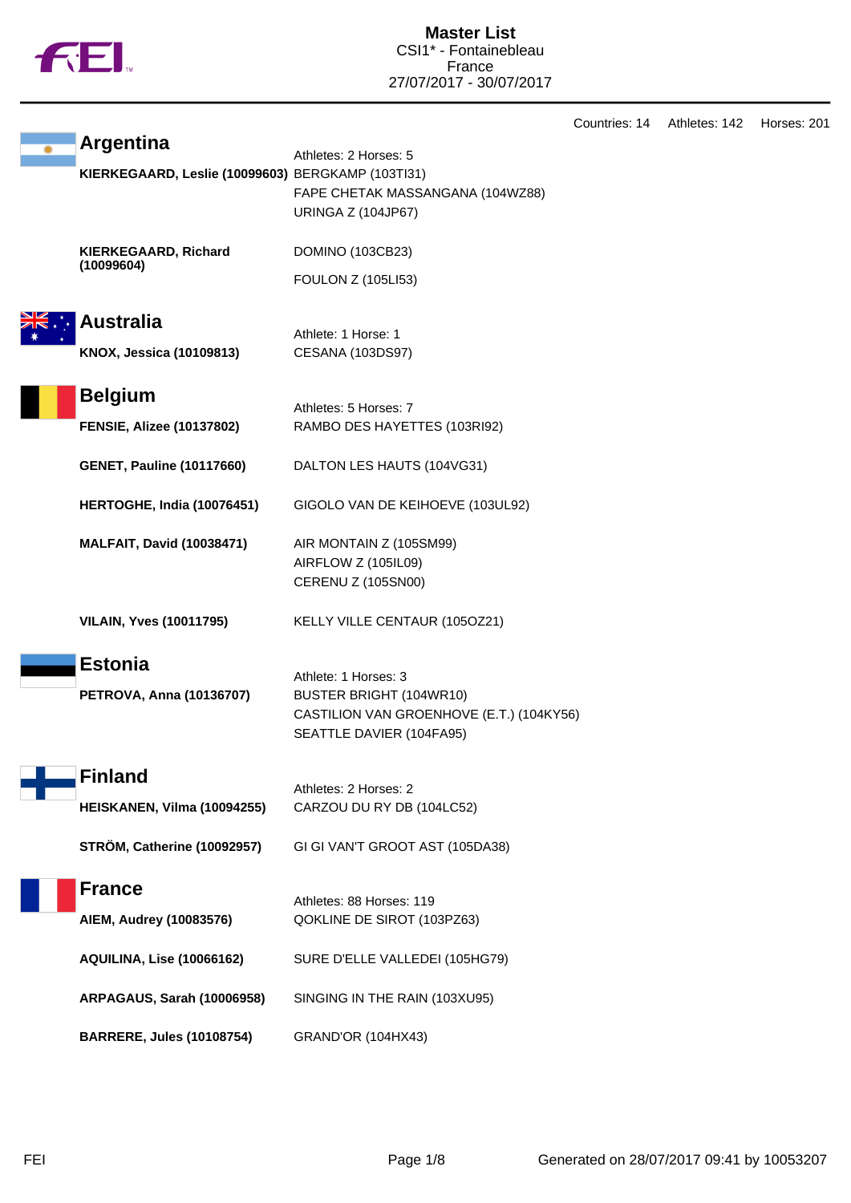# Master List

CSI1* - Fontainebleau
France
27/07/2017 - 30/07/2017

Countries: 14 Athletes: 142 Horses: 201

## Argentina

Athletes: 2 Horses: 5

| Athlete | Horses |
| --- | --- |
| **KIERKEGAARD, Leslie (10099603)** | BERGKAMP (103TI31)<br>FAPE CHETAK MASSANGANA (104WZ88)<br>URINGA Z (104JP67) |
| **KIERKEGAARD, Richard (10099604)** | DOMINO (103CB23)<br>FOULON Z (105LI53) |

## Australia

Athlete: 1 Horse: 1

| Athlete | Horses |
| --- | --- |
| **KNOX, Jessica (10109813)** | CESANA (103DS97) |

## Belgium

Athletes: 5 Horses: 7

| Athlete | Horses |
| --- | --- |
| **FENSIE, Alizee (10137802)** | RAMBO DES HAYETTES (103RI92) |
| **GENET, Pauline (10117660)** | DALTON LES HAUTS (104VG31) |
| **HERTOGHE, India (10076451)** | GIGOLO VAN DE KEIHOEVE (103UL92) |
| **MALFAIT, David (10038471)** | AIR MONTAIN Z (105SM99)<br>AIRFLOW Z (105IL09)<br>CERENU Z (105SN00) |
| **VILAIN, Yves (10011795)** | KELLY VILLE CENTAUR (105OZ21) |

## Estonia

Athlete: 1 Horses: 3

| Athlete | Horses |
| --- | --- |
| **PETROVA, Anna (10136707)** | BUSTER BRIGHT (104WR10)<br>CASTILION VAN GROENHOVE (E.T.) (104KY56)<br>SEATTLE DAVIER (104FA95) |

## Finland

Athletes: 2 Horses: 2

| Athlete | Horses |
| --- | --- |
| **HEISKANEN, Vilma (10094255)** | CARZOU DU RY DB (104LC52) |
| **STRÖM, Catherine (10092957)** | GI GI VAN'T GROOT AST (105DA38) |

## France

Athletes: 88 Horses: 119

| Athlete | Horses |
| --- | --- |
| **AIEM, Audrey (10083576)** | QOKLINE DE SIROT (103PZ63) |
| **AQUILINA, Lise (10066162)** | SURE D'ELLE VALLEDEI (105HG79) |
| **ARPAGAUS, Sarah (10006958)** | SINGING IN THE RAIN (103XU95) |
| **BARRERE, Jules (10108754)** | GRAND'OR (104HX43) |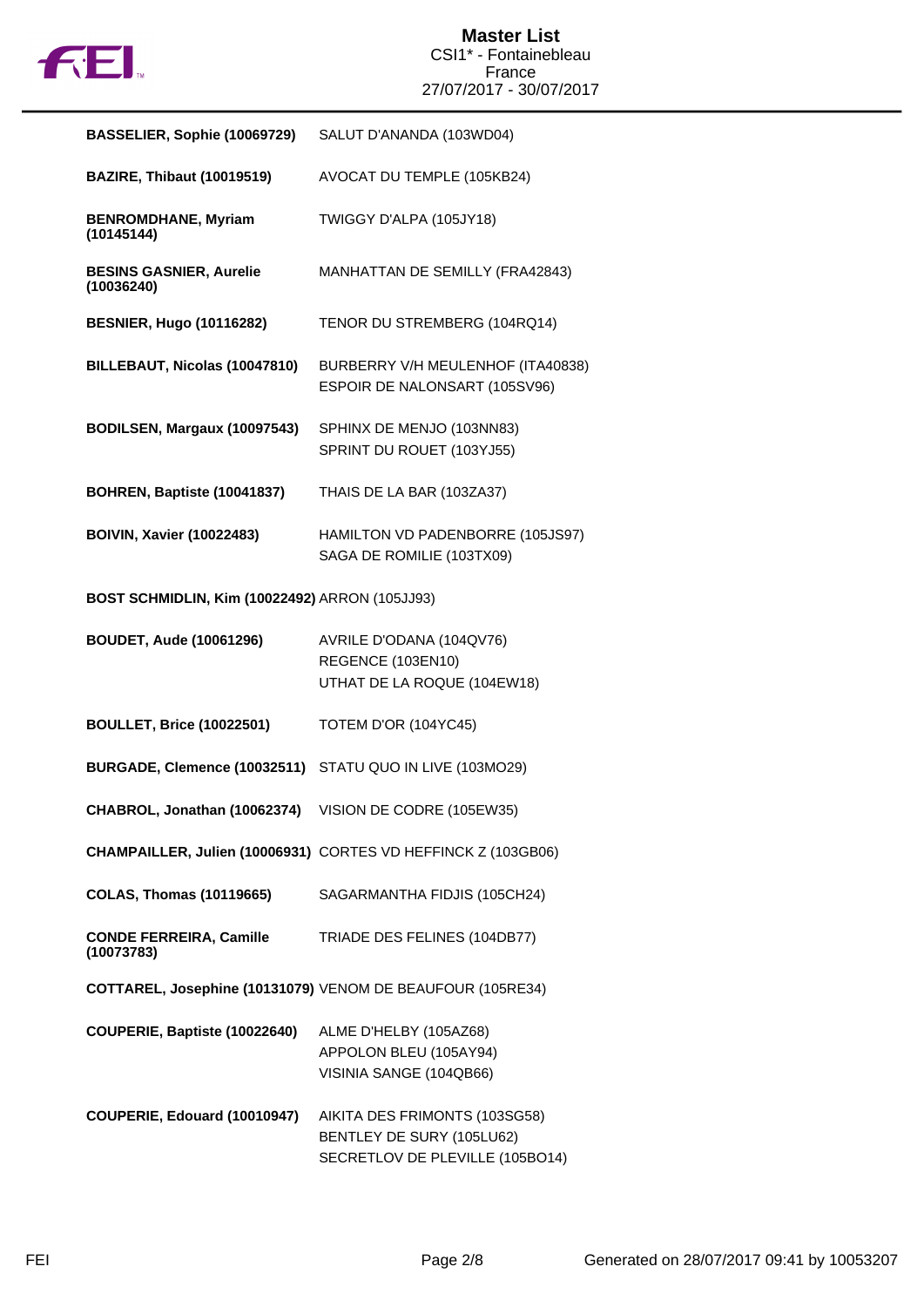# Master List

CSI1* - Fontainebleau
France
27/07/2017 - 30/07/2017

| Rider | Horse(s) |
| --- | --- |
| **BASSELIER, Sophie (10069729)** | SALUT D'ANANDA (103WD04) |
| **BAZIRE, Thibaut (10019519)** | AVOCAT DU TEMPLE (105KB24) |
| **BENROMDHANE, Myriam (10145144)** | TWIGGY D'ALPA (105JY18) |
| **BESINS GASNIER, Aurelie (10036240)** | MANHATTAN DE SEMILLY (FRA42843) |
| **BESNIER, Hugo (10116282)** | TENOR DU STREMBERG (104RQ14) |
| **BILLEBAUT, Nicolas (10047810)** | BURBERRY V/H MEULENHOF (ITA40838)<br>ESPOIR DE NALONSART (105SV96) |
| **BODILSEN, Margaux (10097543)** | SPHINX DE MENJO (103NN83)<br>SPRINT DU ROUET (103YJ55) |
| **BOHREN, Baptiste (10041837)** | THAIS DE LA BAR (103ZA37) |
| **BOIVIN, Xavier (10022483)** | HAMILTON VD PADENBORRE (105JS97)<br>SAGA DE ROMILIE (103TX09) |
| **BOST SCHMIDLIN, Kim (10022492)** | ARRON (105JJ93) |
| **BOUDET, Aude (10061296)** | AVRILE D'ODANA (104QV76)<br>REGENCE (103EN10)<br>UTHAT DE LA ROQUE (104EW18) |
| **BOULLET, Brice (10022501)** | TOTEM D'OR (104YC45) |
| **BURGADE, Clemence (10032511)** | STATU QUO IN LIVE (103MO29) |
| **CHABROL, Jonathan (10062374)** | VISION DE CODRE (105EW35) |
| **CHAMPAILLER, Julien (10006931)** | CORTES VD HEFFINCK Z (103GB06) |
| **COLAS, Thomas (10119665)** | SAGARMANTHA FIDJIS (105CH24) |
| **CONDE FERREIRA, Camille (10073783)** | TRIADE DES FELINES (104DB77) |
| **COTTAREL, Josephine (10131079)** | VENOM DE BEAUFOUR (105RE34) |
| **COUPERIE, Baptiste (10022640)** | ALME D'HELBY (105AZ68)<br>APPOLON BLEU (105AY94)<br>VISINIA SANGE (104QB66) |
| **COUPERIE, Edouard (10010947)** | AIKITA DES FRIMONTS (103SG58)<br>BENTLEY DE SURY (105LU62)<br>SECRETLOV DE PLEVILLE (105BO14) |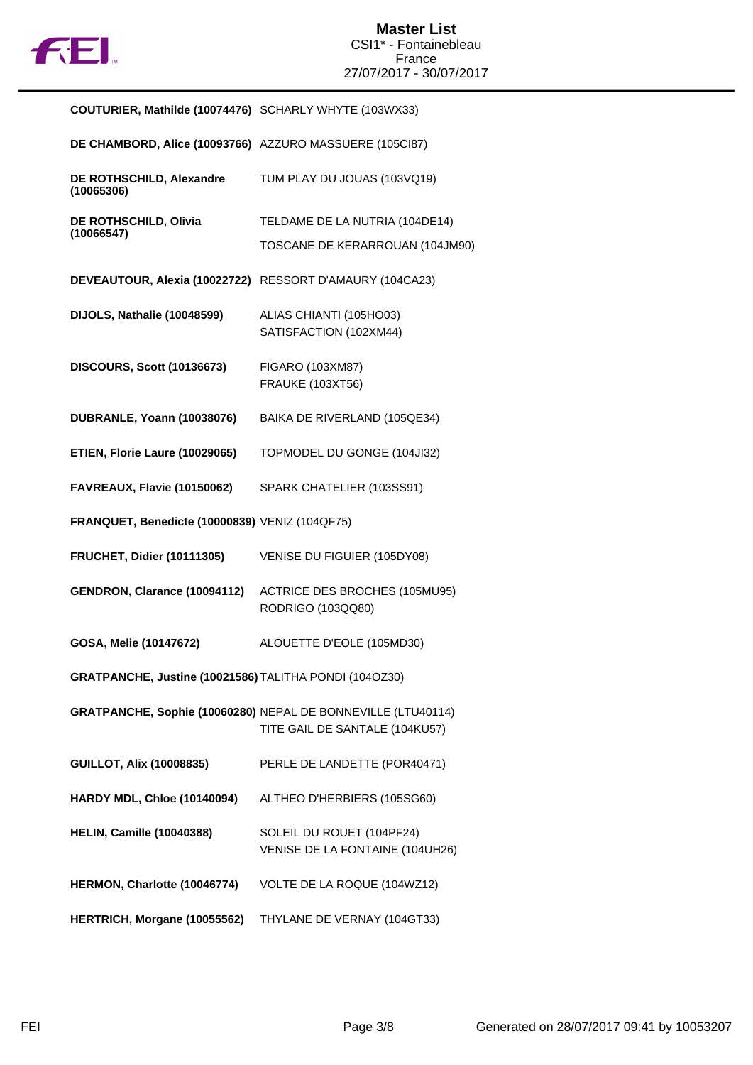| Rider | Horse |
| --- | --- |
| **COUTURIER, Mathilde (10074476)** | SCHARLY WHYTE (103WX33) |
| **DE CHAMBORD, Alice (10093766)** | AZZURO MASSUERE (105CI87) |
| **DE ROTHSCHILD, Alexandre (10065306)** | TUM PLAY DU JOUAS (103VQ19) |
| **DE ROTHSCHILD, Olivia (10066547)** | TELDAME DE LA NUTRIA (104DE14)<br>TOSCANE DE KERARROUAN (104JM90) |
| **DEVEAUTOUR, Alexia (10022722)** | RESSORT D'AMAURY (104CA23) |
| **DIJOLS, Nathalie (10048599)** | ALIAS CHIANTI (105HO03)<br>SATISFACTION (102XM44) |
| **DISCOURS, Scott (10136673)** | FIGARO (103XM87)<br>FRAUKE (103XT56) |
| **DUBRANLE, Yoann (10038076)** | BAIKA DE RIVERLAND (105QE34) |
| **ETIEN, Florie Laure (10029065)** | TOPMODEL DU GONGE (104JI32) |
| **FAVREAUX, Flavie (10150062)** | SPARK CHATELIER (103SS91) |
| **FRANQUET, Benedicte (10000839)** | VENIZ (104QF75) |
| **FRUCHET, Didier (10111305)** | VENISE DU FIGUIER (105DY08) |
| **GENDRON, Clarance (10094112)** | ACTRICE DES BROCHES (105MU95)<br>RODRIGO (103QQ80) |
| **GOSA, Melie (10147672)** | ALOUETTE D'EOLE (105MD30) |
| **GRATPANCHE, Justine (10021586)** | TALITHA PONDI (104OZ30) |
| **GRATPANCHE, Sophie (10060280)** | NEPAL DE BONNEVILLE (LTU40114)<br>TITE GAIL DE SANTALE (104KU57) |
| **GUILLOT, Alix (10008835)** | PERLE DE LANDETTE (POR40471) |
| **HARDY MDL, Chloe (10140094)** | ALTHEO D'HERBIERS (105SG60) |
| **HELIN, Camille (10040388)** | SOLEIL DU ROUET (104PF24)<br>VENISE DE LA FONTAINE (104UH26) |
| **HERMON, Charlotte (10046774)** | VOLTE DE LA ROQUE (104WZ12) |
| **HERTRICH, Morgane (10055562)** | THYLANE DE VERNAY (104GT33) |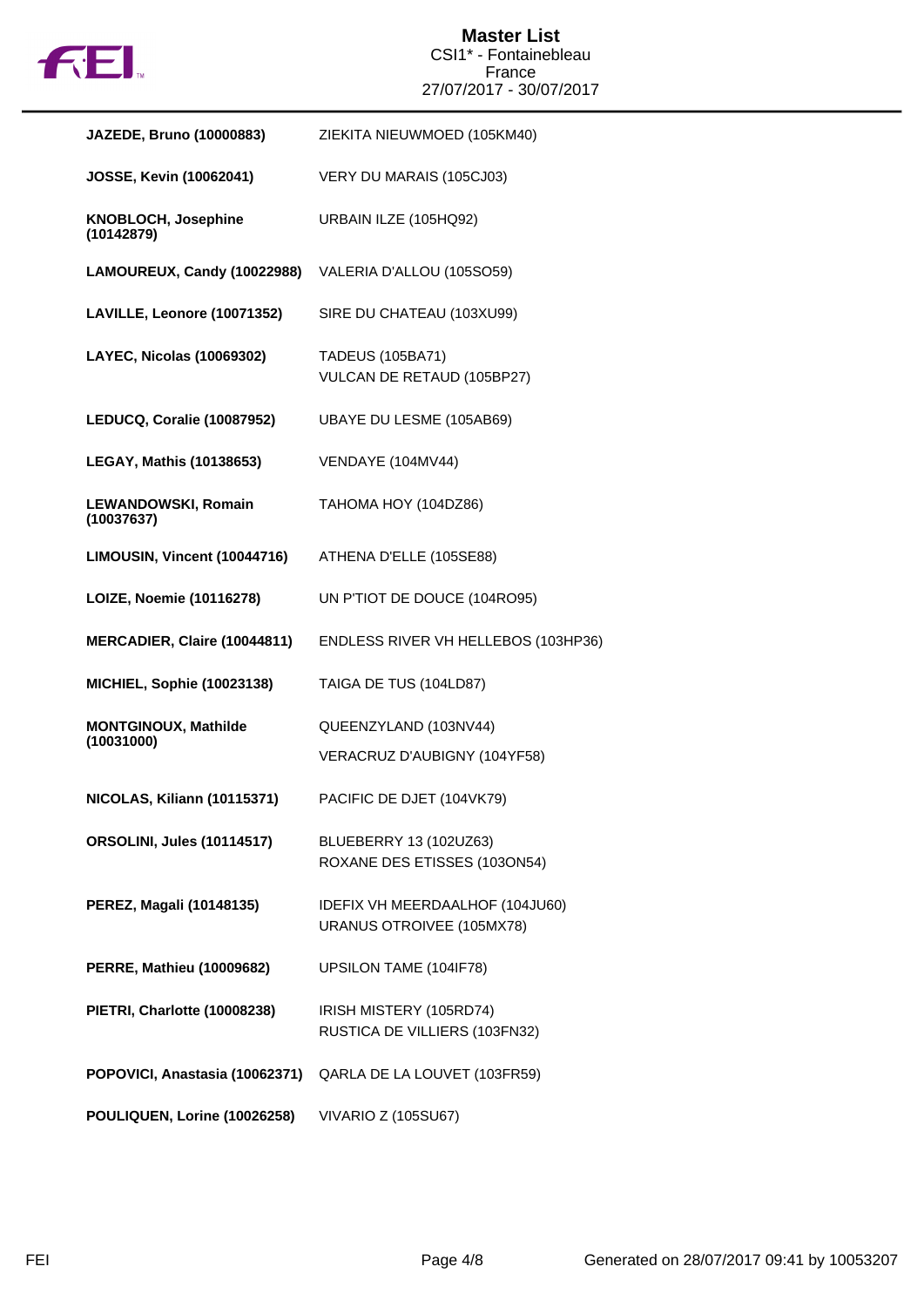# Master List

CSI1* - Fontainebleau
France
27/07/2017 - 30/07/2017

| Rider | Horse(s) |
|---|---|
| **JAZEDE, Bruno (10000883)** | ZIEKITA NIEUWMOED (105KM40) |
| **JOSSE, Kevin (10062041)** | VERY DU MARAIS (105CJ03) |
| **KNOBLOCH, Josephine (10142879)** | URBAIN ILZE (105HQ92) |
| **LAMOUREUX, Candy (10022988)** | VALERIA D'ALLOU (105SO59) |
| **LAVILLE, Leonore (10071352)** | SIRE DU CHATEAU (103XU99) |
| **LAYEC, Nicolas (10069302)** | TADEUS (105BA71)<br>VULCAN DE RETAUD (105BP27) |
| **LEDUCQ, Coralie (10087952)** | UBAYE DU LESME (105AB69) |
| **LEGAY, Mathis (10138653)** | VENDAYE (104MV44) |
| **LEWANDOWSKI, Romain (10037637)** | TAHOMA HOY (104DZ86) |
| **LIMOUSIN, Vincent (10044716)** | ATHENA D'ELLE (105SE88) |
| **LOIZE, Noemie (10116278)** | UN P'TIOT DE DOUCE (104RO95) |
| **MERCADIER, Claire (10044811)** | ENDLESS RIVER VH HELLEBOS (103HP36) |
| **MICHIEL, Sophie (10023138)** | TAIGA DE TUS (104LD87) |
| **MONTGINOUX, Mathilde (10031000)** | QUEENZYLAND (103NV44)<br>VERACRUZ D'AUBIGNY (104YF58) |
| **NICOLAS, Kiliann (10115371)** | PACIFIC DE DJET (104VK79) |
| **ORSOLINI, Jules (10114517)** | BLUEBERRY 13 (102UZ63)<br>ROXANE DES ETISSES (103ON54) |
| **PEREZ, Magali (10148135)** | IDEFIX VH MEERDAALHOF (104JU60)<br>URANUS OTROIVEE (105MX78) |
| **PERRE, Mathieu (10009682)** | UPSILON TAME (104IF78) |
| **PIETRI, Charlotte (10008238)** | IRISH MISTERY (105RD74)<br>RUSTICA DE VILLIERS (103FN32) |
| **POPOVICI, Anastasia (10062371)** | QARLA DE LA LOUVET (103FR59) |
| **POULIQUEN, Lorine (10026258)** | VIVARIO Z (105SU67) |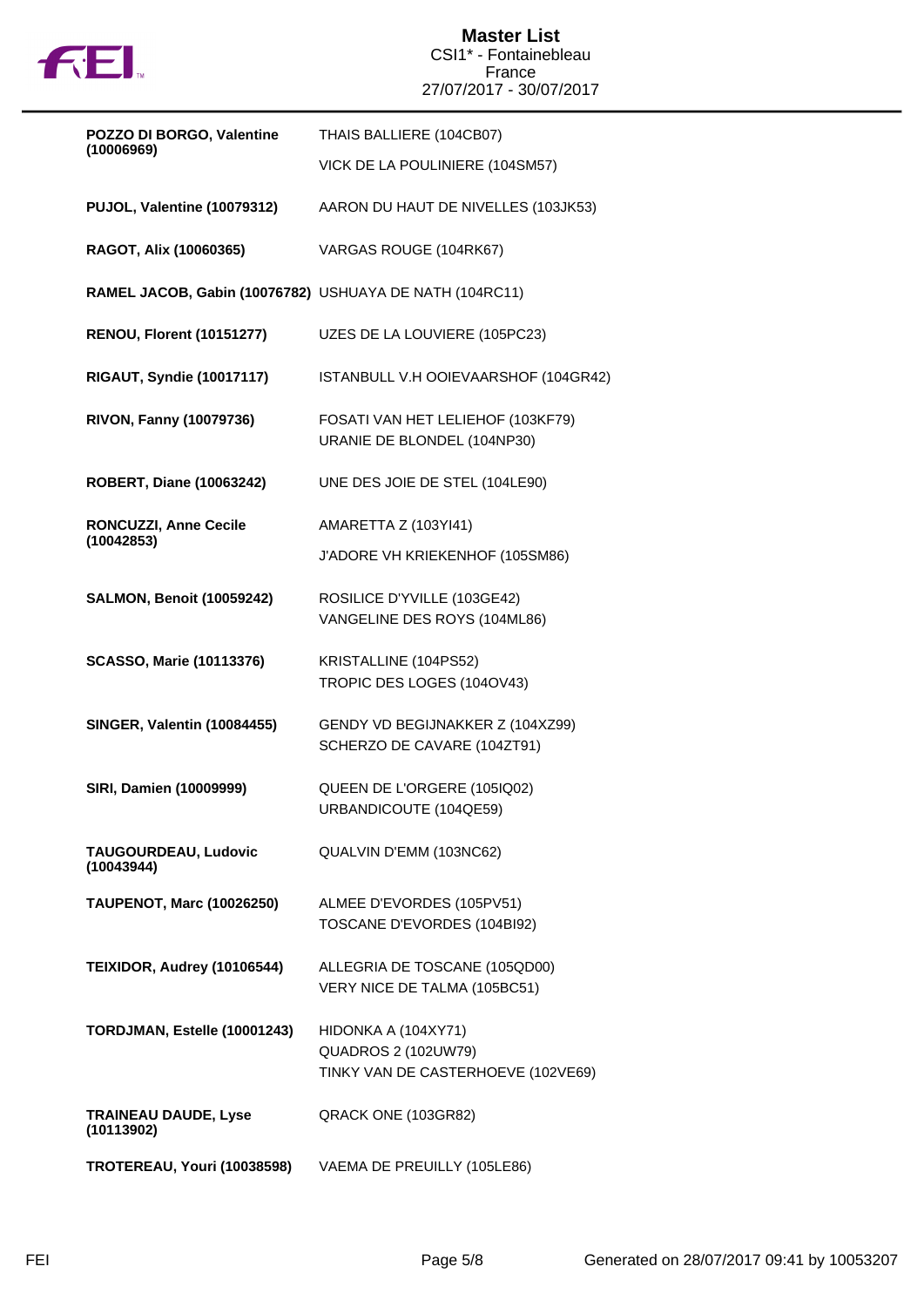**Master List**
CSI1* - Fontainebleau
France
27/07/2017 - 30/07/2017

| Rider | Horses |
|---|---|
| **POZZO DI BORGO, Valentine (10006969)** | THAIS BALLIERE (104CB07)<br>VICK DE LA POULINIERE (104SM57) |
| **PUJOL, Valentine (10079312)** | AARON DU HAUT DE NIVELLES (103JK53) |
| **RAGOT, Alix (10060365)** | VARGAS ROUGE (104RK67) |
| **RAMEL JACOB, Gabin (10076782)** | USHUAYA DE NATH (104RC11) |
| **RENOU, Florent (10151277)** | UZES DE LA LOUVIERE (105PC23) |
| **RIGAUT, Syndie (10017117)** | ISTANBULL V.H OOIEVAARSHOF (104GR42) |
| **RIVON, Fanny (10079736)** | FOSATI VAN HET LELIEHOF (103KF79)<br>URANIE DE BLONDEL (104NP30) |
| **ROBERT, Diane (10063242)** | UNE DES JOIE DE STEL (104LE90) |
| **RONCUZZI, Anne Cecile (10042853)** | AMARETTA Z (103YI41)<br>J'ADORE VH KRIEKENHOF (105SM86) |
| **SALMON, Benoit (10059242)** | ROSILICE D'YVILLE (103GE42)<br>VANGELINE DES ROYS (104ML86) |
| **SCASSO, Marie (10113376)** | KRISTALLINE (104PS52)<br>TROPIC DES LOGES (104OV43) |
| **SINGER, Valentin (10084455)** | GENDY VD BEGIJNAKKER Z (104XZ99)<br>SCHERZO DE CAVARE (104ZT91) |
| **SIRI, Damien (10009999)** | QUEEN DE L'ORGERE (105IQ02)<br>URBANDICOUTE (104QE59) |
| **TAUGOURDEAU, Ludovic (10043944)** | QUALVIN D'EMM (103NC62) |
| **TAUPENOT, Marc (10026250)** | ALMEE D'EVORDES (105PV51)<br>TOSCANE D'EVORDES (104BI92) |
| **TEIXIDOR, Audrey (10106544)** | ALLEGRIA DE TOSCANE (105QD00)<br>VERY NICE DE TALMA (105BC51) |
| **TORDJMAN, Estelle (10001243)** | HIDONKA A (104XY71)<br>QUADROS 2 (102UW79)<br>TINKY VAN DE CASTERHOEVE (102VE69) |
| **TRAINEAU DAUDE, Lyse (10113902)** | QRACK ONE (103GR82) |
| **TROTEREAU, Youri (10038598)** | VAEMA DE PREUILLY (105LE86) |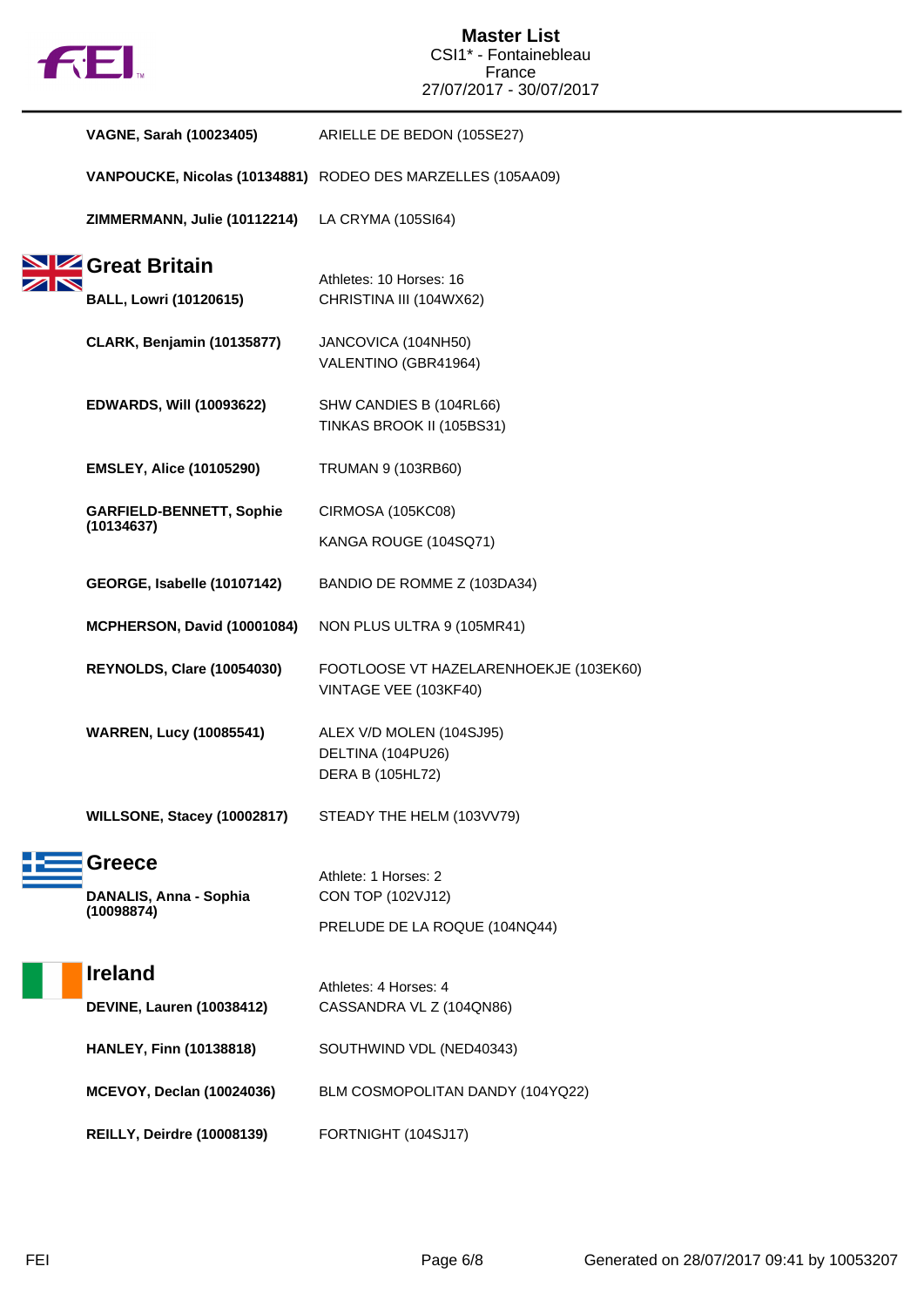**VAGNE, Sarah (10023405)** ARIELLE DE BEDON (105SE27)

**VANPOUCKE, Nicolas (10134881)** RODEO DES MARZELLES (105AA09)

**ZIMMERMANN, Julie (10112214)** LA CRYMA (105SI64)

## Great Britain

Athletes: 10 Horses: 16

**BALL, Lowri (10120615)** CHRISTINA III (104WX62)

**CLARK, Benjamin (10135877)** JANCOVICA (104NH50)
VALENTINO (GBR41964)

**EDWARDS, Will (10093622)** SHW CANDIES B (104RL66)
TINKAS BROOK II (105BS31)

**EMSLEY, Alice (10105290)** TRUMAN 9 (103RB60)

**GARFIELD-BENNETT, Sophie (10134637)** CIRMOSA (105KC08)
KANGA ROUGE (104SQ71)

**GEORGE, Isabelle (10107142)** BANDIO DE ROMME Z (103DA34)

**MCPHERSON, David (10001084)** NON PLUS ULTRA 9 (105MR41)

**REYNOLDS, Clare (10054030)** FOOTLOOSE VT HAZELARENHOEKJE (103EK60)
VINTAGE VEE (103KF40)

**WARREN, Lucy (10085541)** ALEX V/D MOLEN (104SJ95)
DELTINA (104PU26)
DERA B (105HL72)

**WILLSONE, Stacey (10002817)** STEADY THE HELM (103VV79)

## Greece

Athlete: 1 Horses: 2

**DANALIS, Anna - Sophia (10098874)** CON TOP (102VJ12)
PRELUDE DE LA ROQUE (104NQ44)

## Ireland

Athletes: 4 Horses: 4

**DEVINE, Lauren (10038412)** CASSANDRA VL Z (104QN86)

**HANLEY, Finn (10138818)** SOUTHWIND VDL (NED40343)

**MCEVOY, Declan (10024036)** BLM COSMOPOLITAN DANDY (104YQ22)

**REILLY, Deirdre (10008139)** FORTNIGHT (104SJ17)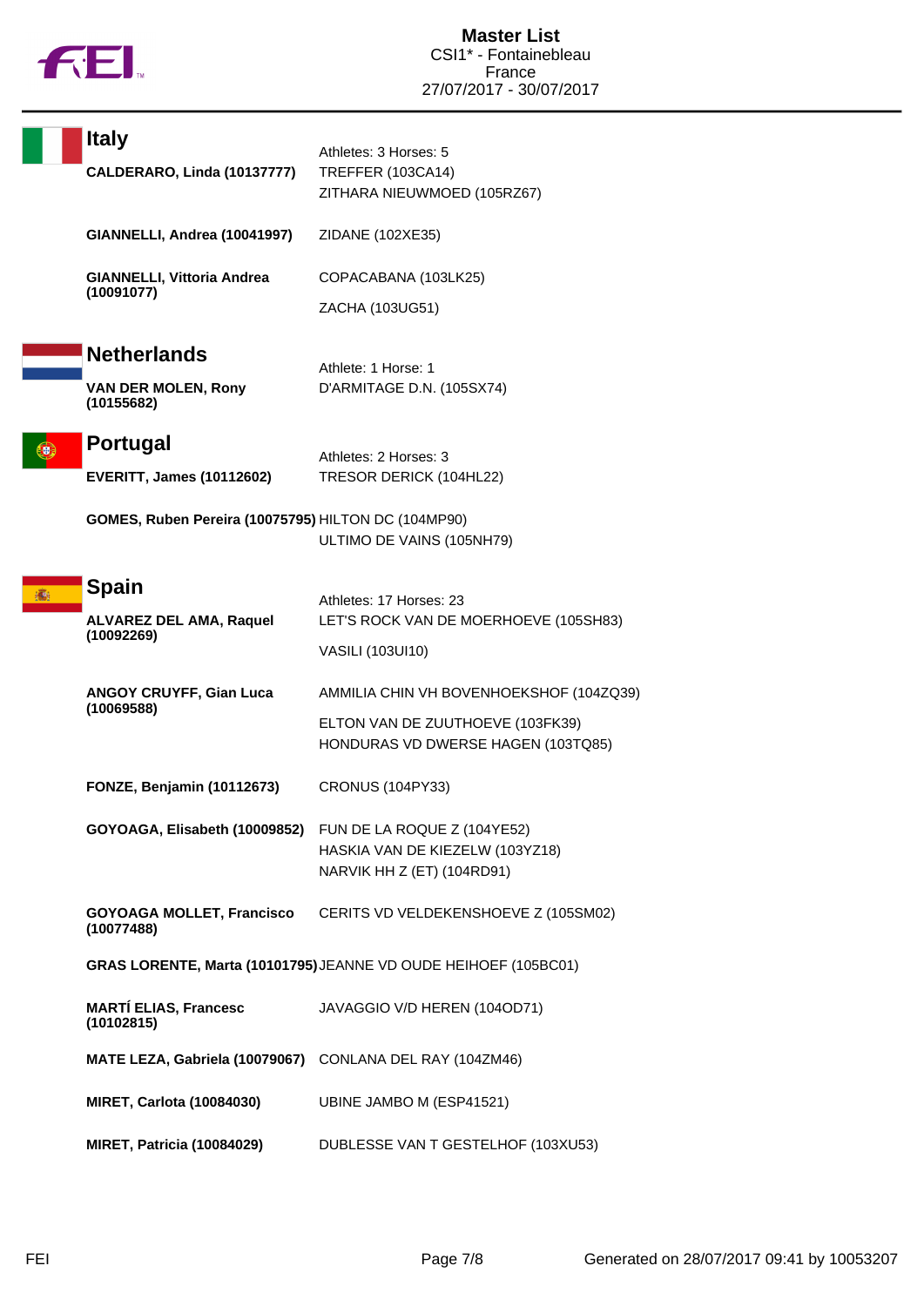**Master List**
CSI1* - Fontainebleau
France
27/07/2017 - 30/07/2017

## Italy

Athletes: 3 Horses: 5

| Athlete | Horses |
|---|---|
| **CALDERARO, Linda (10137777)** | TREFFER (103CA14)<br>ZITHARA NIEUWMOED (105RZ67) |
| **GIANNELLI, Andrea (10041997)** | ZIDANE (102XE35) |
| **GIANNELLI, Vittoria Andrea (10091077)** | COPACABANA (103LK25)<br>ZACHA (103UG51) |

## Netherlands

Athlete: 1 Horse: 1

| Athlete | Horses |
|---|---|
| **VAN DER MOLEN, Rony (10155682)** | D'ARMITAGE D.N. (105SX74) |

## Portugal

Athletes: 2 Horses: 3

| Athlete | Horses |
|---|---|
| **EVERITT, James (10112602)** | TRESOR DERICK (104HL22) |
| **GOMES, Ruben Pereira (10075795)** | HILTON DC (104MP90)<br>ULTIMO DE VAINS (105NH79) |

## Spain

Athletes: 17 Horses: 23

| Athlete | Horses |
|---|---|
| **ALVAREZ DEL AMA, Raquel (10092269)** | LET'S ROCK VAN DE MOERHOEVE (105SH83)<br>VASILI (103UI10) |
| **ANGOY CRUYFF, Gian Luca (10069588)** | AMMILIA CHIN VH BOVENHOEKSHOF (104ZQ39)<br>ELTON VAN DE ZUUTHOEVE (103FK39)<br>HONDURAS VD DWERSE HAGEN (103TQ85) |
| **FONZE, Benjamin (10112673)** | CRONUS (104PY33) |
| **GOYOAGA, Elisabeth (10009852)** | FUN DE LA ROQUE Z (104YE52)<br>HASKIA VAN DE KIEZELW (103YZ18)<br>NARVIK HH Z (ET) (104RD91) |
| **GOYOAGA MOLLET, Francisco (10077488)** | CERITS VD VELDEKENSHOEVE Z (105SM02) |
| **GRAS LORENTE, Marta (10101795)** | JEANNE VD OUDE HEIHOEF (105BC01) |
| **MARTÍ ELIAS, Francesc (10102815)** | JAVAGGIO V/D HEREN (104OD71) |
| **MATE LEZA, Gabriela (10079067)** | CONLANA DEL RAY (104ZM46) |
| **MIRET, Carlota (10084030)** | UBINE JAMBO M (ESP41521) |
| **MIRET, Patricia (10084029)** | DUBLESSE VAN T GESTELHOF (103XU53) |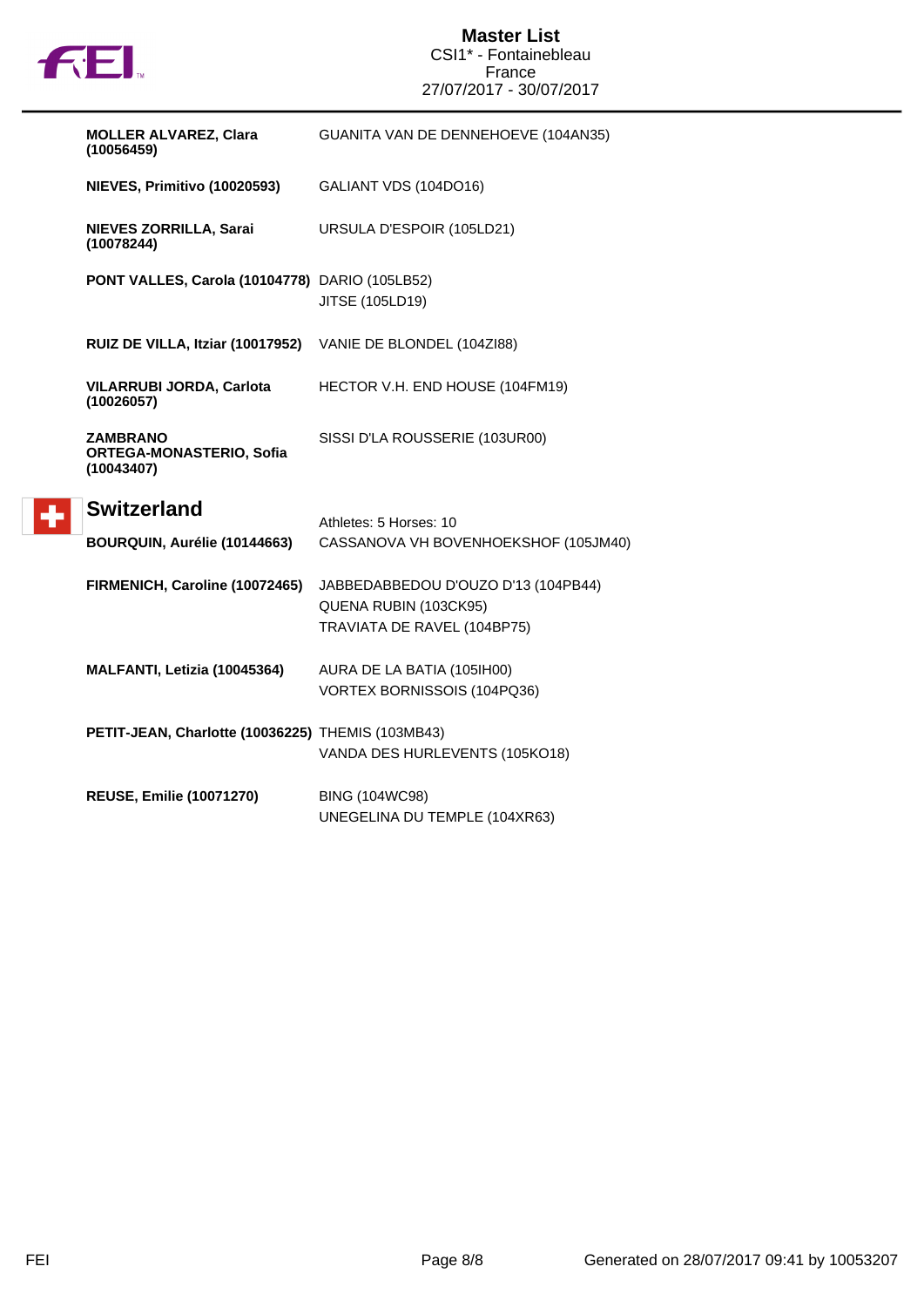| Athlete | Horse |
| --- | --- |
| **MOLLER ALVAREZ, Clara (10056459)** | GUANITA VAN DE DENNEHOEVE (104AN35) |
| **NIEVES, Primitivo (10020593)** | GALIANT VDS (104DO16) |
| **NIEVES ZORRILLA, Sarai (10078244)** | URSULA D'ESPOIR (105LD21) |
| **PONT VALLES, Carola (10104778)** | DARIO (105LB52)<br>JITSE (105LD19) |
| **RUIZ DE VILLA, Itziar (10017952)** | VANIE DE BLONDEL (104ZI88) |
| **VILARRUBI JORDA, Carlota (10026057)** | HECTOR V.H. END HOUSE (104FM19) |
| **ZAMBRANO ORTEGA-MONASTERIO, Sofia (10043407)** | SISSI D'LA ROUSSERIE (103UR00) |

## Switzerland

Athletes: 5 Horses: 10

| Athlete | Horse |
| --- | --- |
| **BOURQUIN, Aurélie (10144663)** | CASSANOVA VH BOVENHOEKSHOF (105JM40) |
| **FIRMENICH, Caroline (10072465)** | JABBEDABBEDOU D'OUZO D'13 (104PB44)<br>QUENA RUBIN (103CK95)<br>TRAVIATA DE RAVEL (104BP75) |
| **MALFANTI, Letizia (10045364)** | AURA DE LA BATIA (105IH00)<br>VORTEX BORNISSOIS (104PQ36) |
| **PETIT-JEAN, Charlotte (10036225)** | THEMIS (103MB43)<br>VANDA DES HURLEVENTS (105KO18) |
| **REUSE, Emilie (10071270)** | BING (104WC98)<br>UNEGELINA DU TEMPLE (104XR63) |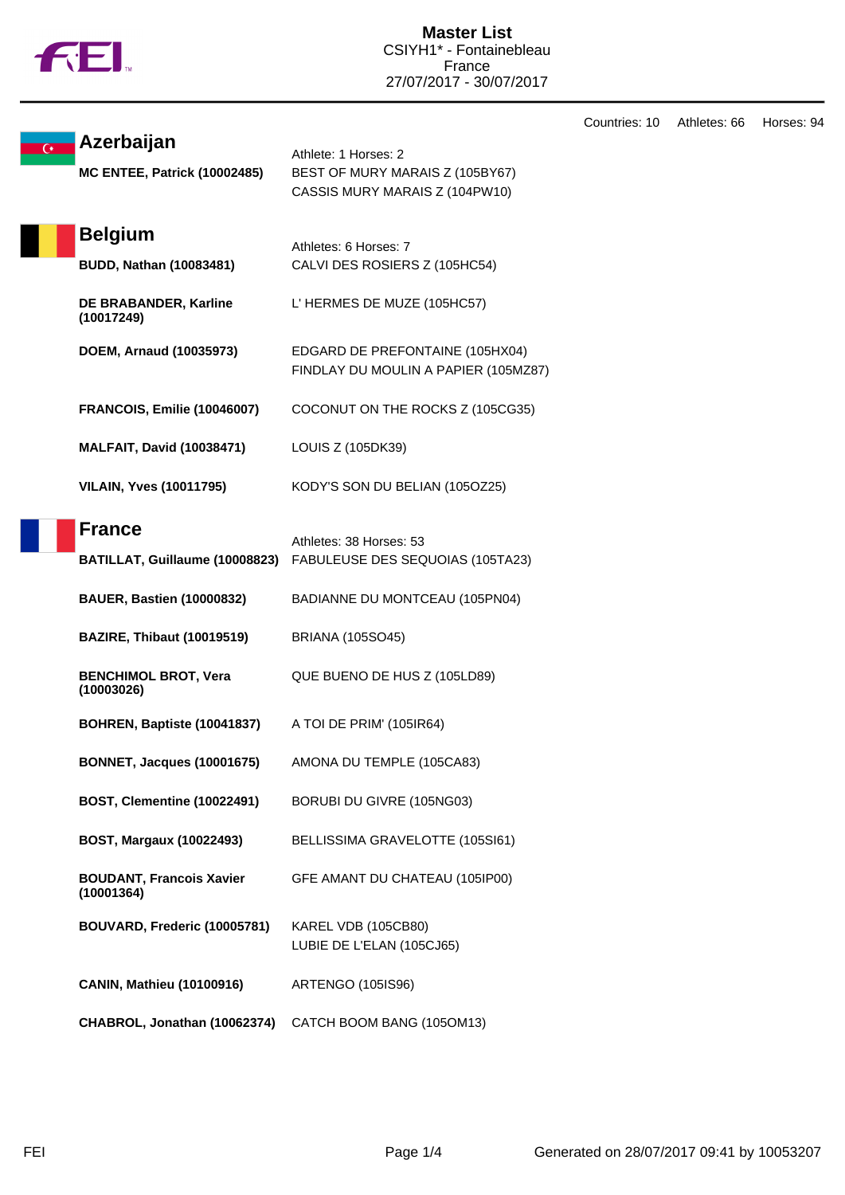# Master List

CSIYH1* - Fontainebleau
France
27/07/2017 - 30/07/2017

Countries: 10 Athletes: 66 Horses: 94

## Azerbaijan

Athlete: 1 Horses: 2

| Athlete | Horses |
|---|---|
| **MC ENTEE, Patrick (10002485)** | BEST OF MURY MARAIS Z (105BY67)<br>CASSIS MURY MARAIS Z (104PW10) |

## Belgium

Athletes: 6 Horses: 7

| Athlete | Horses |
|---|---|
| **BUDD, Nathan (10083481)** | CALVI DES ROSIERS Z (105HC54) |
| **DE BRABANDER, Karline (10017249)** | L' HERMES DE MUZE (105HC57) |
| **DOEM, Arnaud (10035973)** | EDGARD DE PREFONTAINE (105HX04)<br>FINDLAY DU MOULIN A PAPIER (105MZ87) |
| **FRANCOIS, Emilie (10046007)** | COCONUT ON THE ROCKS Z (105CG35) |
| **MALFAIT, David (10038471)** | LOUIS Z (105DK39) |
| **VILAIN, Yves (10011795)** | KODY'S SON DU BELIAN (105OZ25) |

## France

Athletes: 38 Horses: 53

| Athlete | Horses |
|---|---|
| **BATILLAT, Guillaume (10008823)** | FABULEUSE DES SEQUOIAS (105TA23) |
| **BAUER, Bastien (10000832)** | BADIANNE DU MONTCEAU (105PN04) |
| **BAZIRE, Thibaut (10019519)** | BRIANA (105SO45) |
| **BENCHIMOL BROT, Vera (10003026)** | QUE BUENO DE HUS Z (105LD89) |
| **BOHREN, Baptiste (10041837)** | A TOI DE PRIM' (105IR64) |
| **BONNET, Jacques (10001675)** | AMONA DU TEMPLE (105CA83) |
| **BOST, Clementine (10022491)** | BORUBI DU GIVRE (105NG03) |
| **BOST, Margaux (10022493)** | BELLISSIMA GRAVELOTTE (105SI61) |
| **BOUDANT, Francois Xavier (10001364)** | GFE AMANT DU CHATEAU (105IP00) |
| **BOUVARD, Frederic (10005781)** | KAREL VDB (105CB80)<br>LUBIE DE L'ELAN (105CJ65) |
| **CANIN, Mathieu (10100916)** | ARTENGO (105IS96) |
| **CHABROL, Jonathan (10062374)** | CATCH BOOM BANG (105OM13) |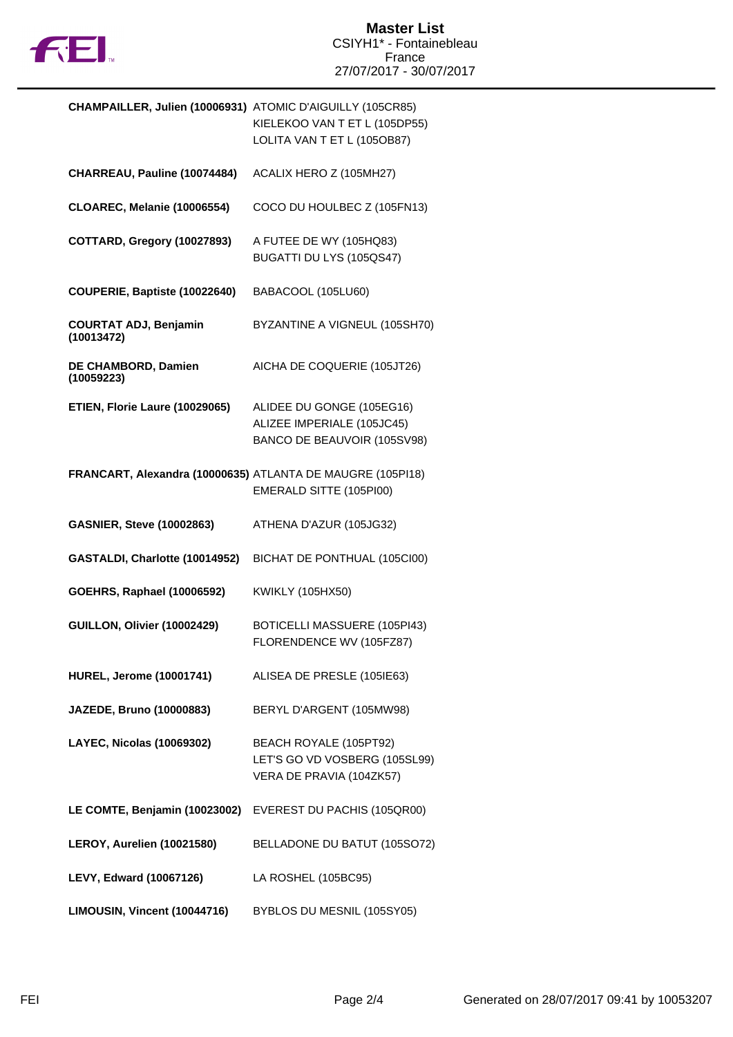# Master List

CSIYH1* - Fontainebleau
France
27/07/2017 - 30/07/2017

| | |
|---|---|
| **CHAMPAILLER, Julien (10006931)** | ATOMIC D'AIGUILLY (105CR85)<br>KIELEKOO VAN T ET L (105DP55)<br>LOLITA VAN T ET L (105OB87) |
| **CHARREAU, Pauline (10074484)** | ACALIX HERO Z (105MH27) |
| **CLOAREC, Melanie (10006554)** | COCO DU HOULBEC Z (105FN13) |
| **COTTARD, Gregory (10027893)** | A FUTEE DE WY (105HQ83)<br>BUGATTI DU LYS (105QS47) |
| **COUPERIE, Baptiste (10022640)** | BABACOOL (105LU60) |
| **COURTAT ADJ, Benjamin (10013472)** | BYZANTINE A VIGNEUL (105SH70) |
| **DE CHAMBORD, Damien (10059223)** | AICHA DE COQUERIE (105JT26) |
| **ETIEN, Florie Laure (10029065)** | ALIDEE DU GONGE (105EG16)<br>ALIZEE IMPERIALE (105JC45)<br>BANCO DE BEAUVOIR (105SV98) |
| **FRANCART, Alexandra (10000635)** | ATLANTA DE MAUGRE (105PI18)<br>EMERALD SITTE (105PI00) |
| **GASNIER, Steve (10002863)** | ATHENA D'AZUR (105JG32) |
| **GASTALDI, Charlotte (10014952)** | BICHAT DE PONTHUAL (105CI00) |
| **GOEHRS, Raphael (10006592)** | KWIKLY (105HX50) |
| **GUILLON, Olivier (10002429)** | BOTICELLI MASSUERE (105PI43)<br>FLORENDENCE WV (105FZ87) |
| **HUREL, Jerome (10001741)** | ALISEA DE PRESLE (105IE63) |
| **JAZEDE, Bruno (10000883)** | BERYL D'ARGENT (105MW98) |
| **LAYEC, Nicolas (10069302)** | BEACH ROYALE (105PT92)<br>LET'S GO VD VOSBERG (105SL99)<br>VERA DE PRAVIA (104ZK57) |
| **LE COMTE, Benjamin (10023002)** | EVEREST DU PACHIS (105QR00) |
| **LEROY, Aurelien (10021580)** | BELLADONE DU BATUT (105SO72) |
| **LEVY, Edward (10067126)** | LA ROSHEL (105BC95) |
| **LIMOUSIN, Vincent (10044716)** | BYBLOS DU MESNIL (105SY05) |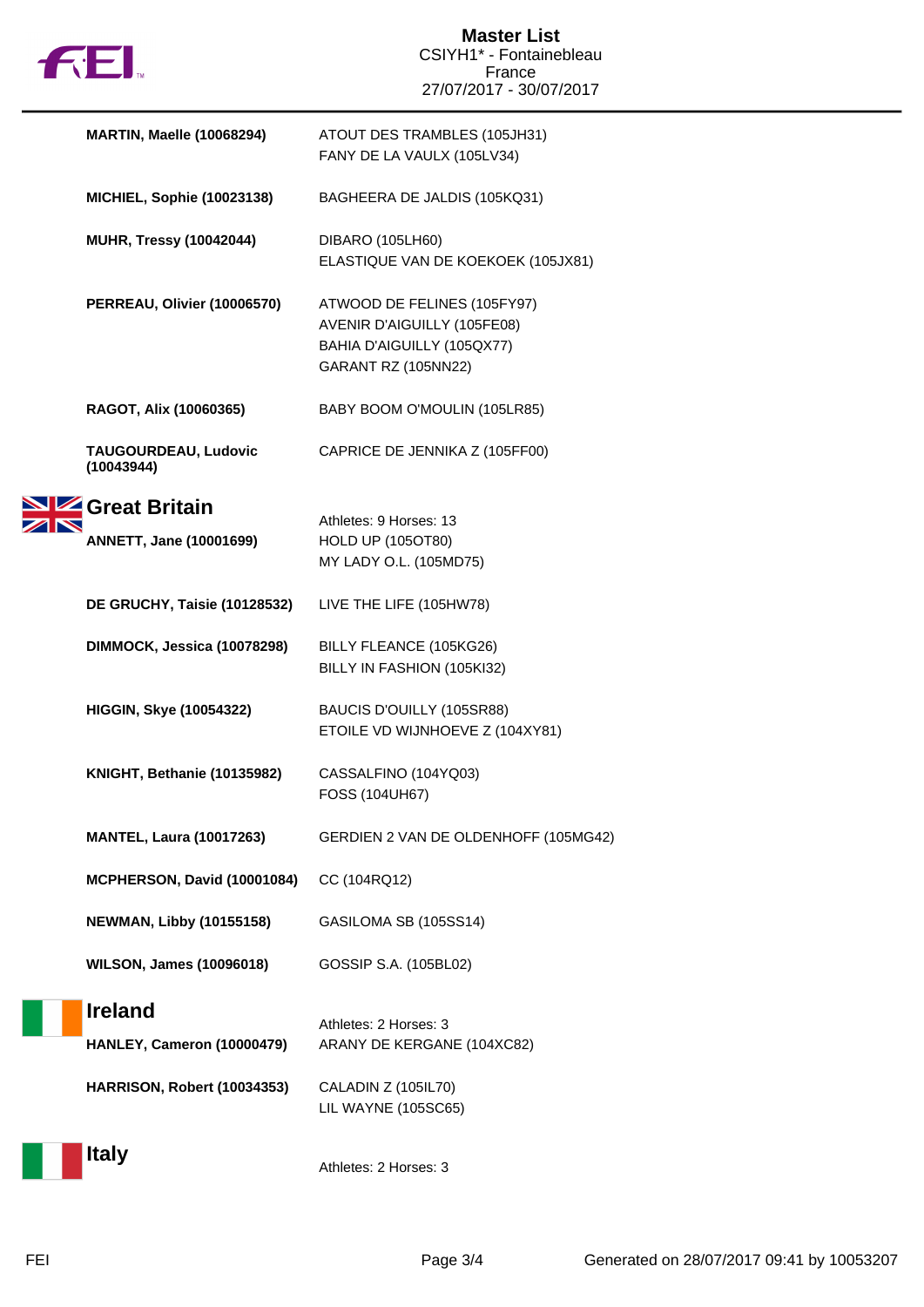| | |
|---|---|
| **MARTIN, Maelle (10068294)** | ATOUT DES TRAMBLES (105JH31)<br>FANY DE LA VAULX (105LV34) |
| **MICHIEL, Sophie (10023138)** | BAGHEERA DE JALDIS (105KQ31) |
| **MUHR, Tressy (10042044)** | DIBARO (105LH60)<br>ELASTIQUE VAN DE KOEKOEK (105JX81) |
| **PERREAU, Olivier (10006570)** | ATWOOD DE FELINES (105FY97)<br>AVENIR D'AIGUILLY (105FE08)<br>BAHIA D'AIGUILLY (105QX77)<br>GARANT RZ (105NN22) |
| **RAGOT, Alix (10060365)** | BABY BOOM O'MOULIN (105LR85) |
| **TAUGOURDEAU, Ludovic (10043944)** | CAPRICE DE JENNIKA Z (105FF00) |

## Great Britain

Athletes: 9 Horses: 13

| | |
|---|---|
| **ANNETT, Jane (10001699)** | HOLD UP (105OT80)<br>MY LADY O.L. (105MD75) |
| **DE GRUCHY, Taisie (10128532)** | LIVE THE LIFE (105HW78) |
| **DIMMOCK, Jessica (10078298)** | BILLY FLEANCE (105KG26)<br>BILLY IN FASHION (105KI32) |
| **HIGGIN, Skye (10054322)** | BAUCIS D'OUILLY (105SR88)<br>ETOILE VD WIJNHOEVE Z (104XY81) |
| **KNIGHT, Bethanie (10135982)** | CASSALFINO (104YQ03)<br>FOSS (104UH67) |
| **MANTEL, Laura (10017263)** | GERDIEN 2 VAN DE OLDENHOFF (105MG42) |
| **MCPHERSON, David (10001084)** | CC (104RQ12) |
| **NEWMAN, Libby (10155158)** | GASILOMA SB (105SS14) |
| **WILSON, James (10096018)** | GOSSIP S.A. (105BL02) |

## Ireland

Athletes: 2 Horses: 3

| | |
|---|---|
| **HANLEY, Cameron (10000479)** | ARANY DE KERGANE (104XC82) |
| **HARRISON, Robert (10034353)** | CALADIN Z (105IL70)<br>LIL WAYNE (105SC65) |

## Italy

Athletes: 2 Horses: 3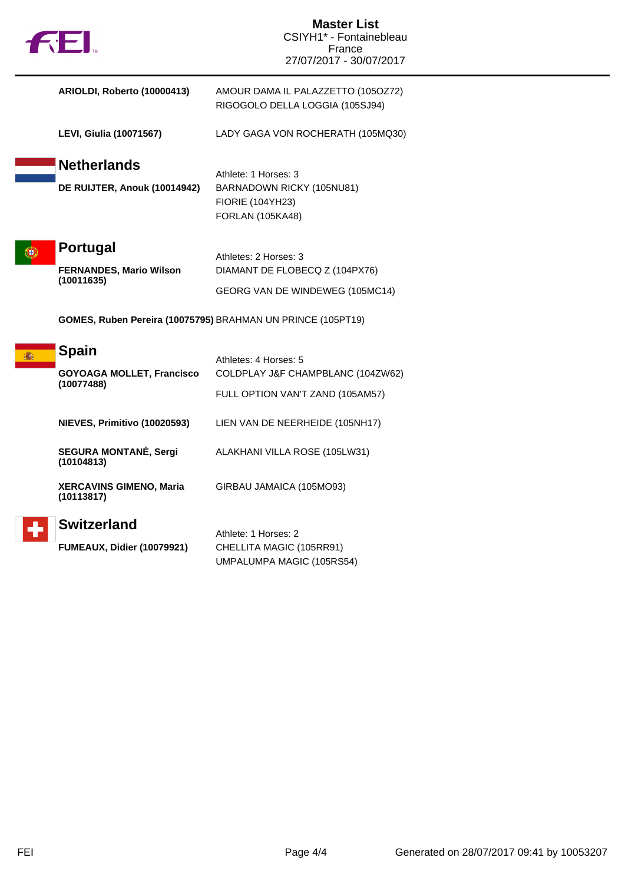**ARIOLDI, Roberto (10000413)**
AMOUR DAMA IL PALAZZETTO (105OZ72)
RIGOGOLO DELLA LOGGIA (105SJ94)

**LEVI, Giulia (10071567)**
LADY GAGA VON ROCHERATH (105MQ30)

## Netherlands

Athlete: 1 Horses: 3

**DE RUIJTER, Anouk (10014942)**
BARNADOWN RICKY (105NU81)
FIORIE (104YH23)
FORLAN (105KA48)

## Portugal

Athletes: 2 Horses: 3

**FERNANDES, Mario Wilson (10011635)**
DIAMANT DE FLOBECQ Z (104PX76)
GEORG VAN DE WINDEWEG (105MC14)

**GOMES, Ruben Pereira (10075795)**
BRAHMAN UN PRINCE (105PT19)

## Spain

Athletes: 4 Horses: 5

**GOYOAGA MOLLET, Francisco (10077488)**
COLDPLAY J&F CHAMPBLANC (104ZW62)
FULL OPTION VAN'T ZAND (105AM57)

**NIEVES, Primitivo (10020593)**
LIEN VAN DE NEERHEIDE (105NH17)

**SEGURA MONTANÉ, Sergi (10104813)**
ALAKHANI VILLA ROSE (105LW31)

**XERCAVINS GIMENO, Maria (10113817)**
GIRBAU JAMAICA (105MO93)

## Switzerland

Athlete: 1 Horses: 2

**FUMEAUX, Didier (10079921)**
CHELLITA MAGIC (105RR91)
UMPALUMPA MAGIC (105RS54)